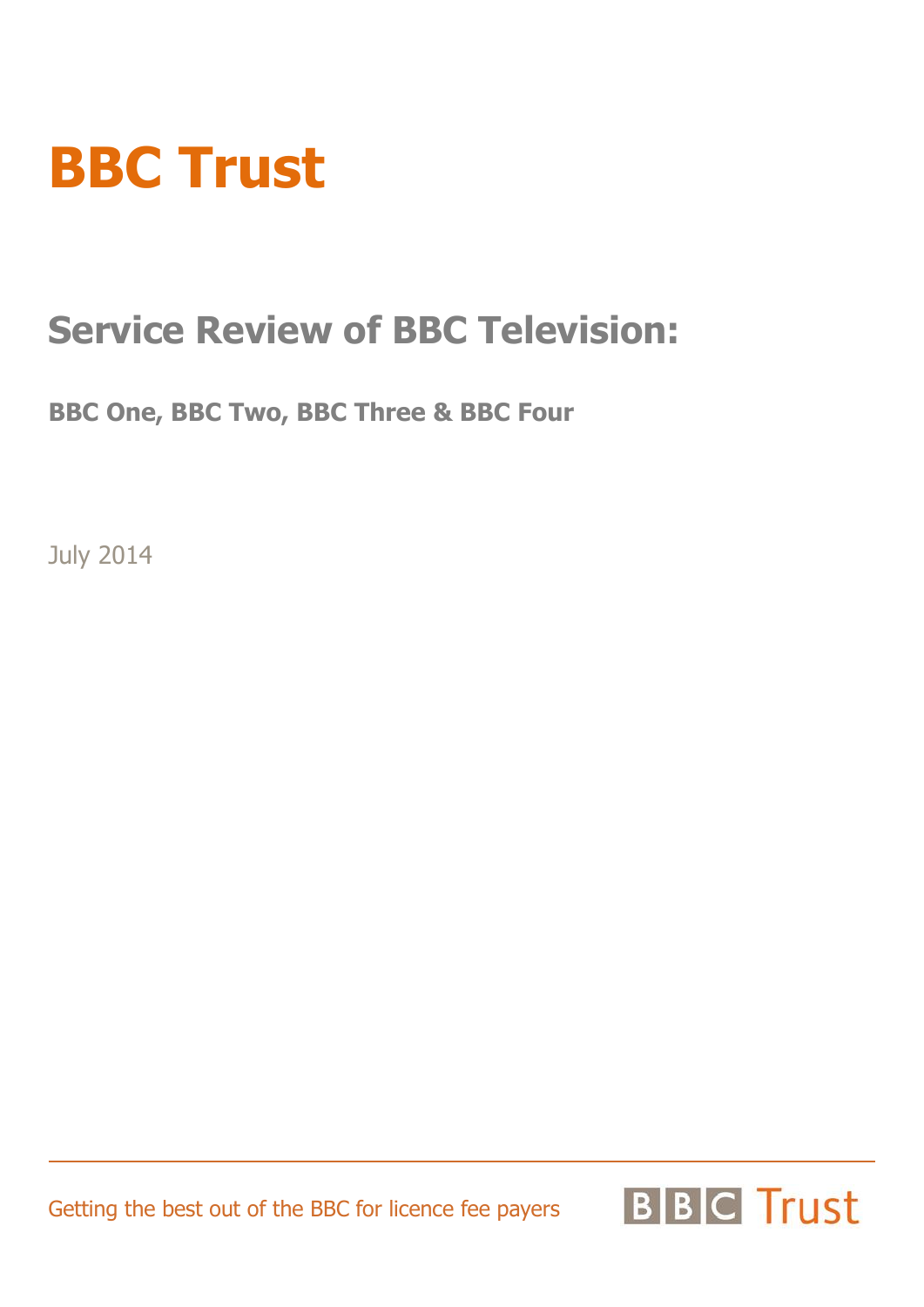# BBC Trust

## Service Review of BBC Television:

### BBC One, BBC Two, BBC Three & BBC Four

July 2014

Getting the best out of the BBC for licence fee payers

BBC Trust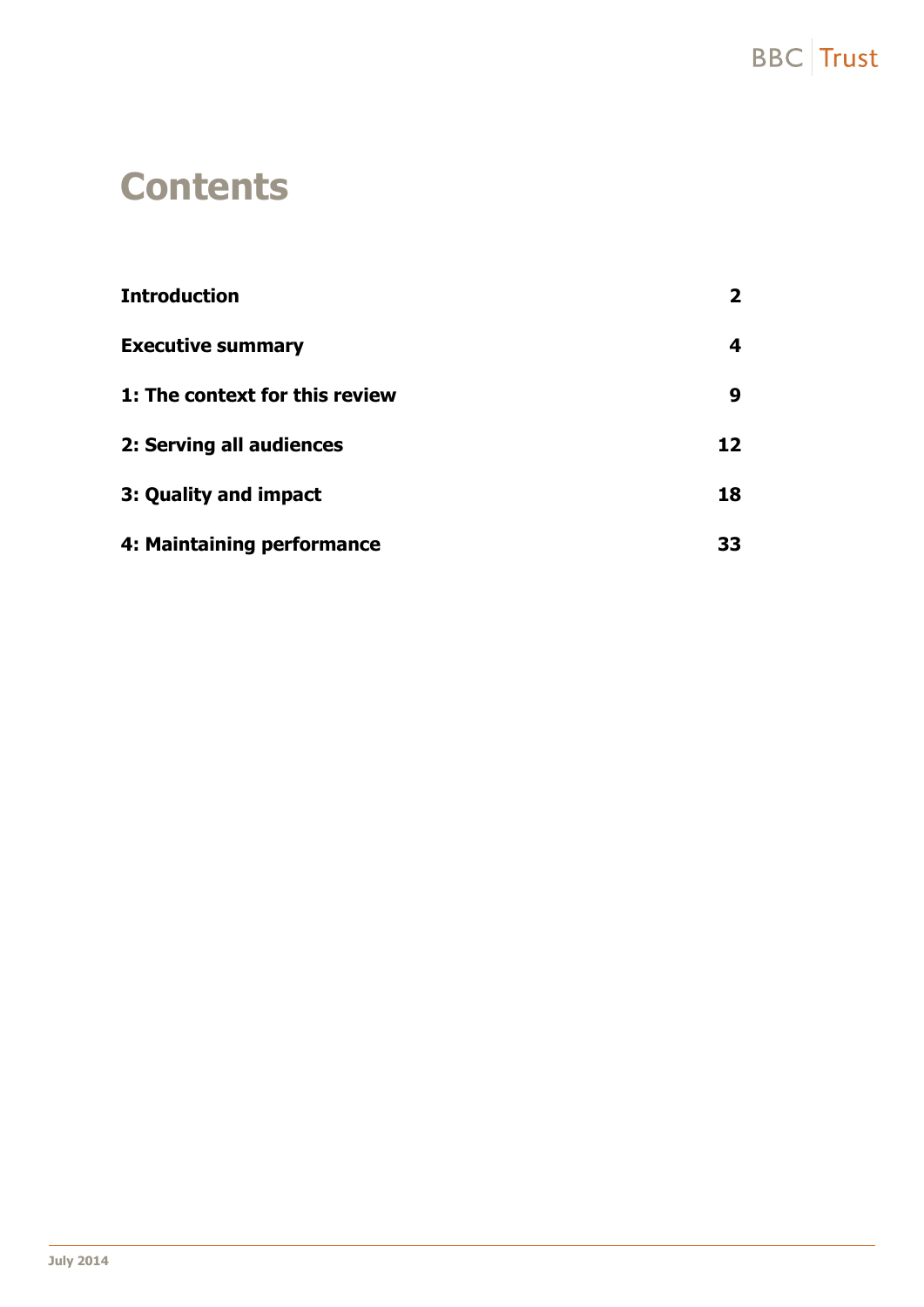# Contents

| | |
|---|---|
| **Introduction** | **2** |
| **Executive summary** | **4** |
| **1: The context for this review** | **9** |
| **2: Serving all audiences** | **12** |
| **3: Quality and impact** | **18** |
| **4: Maintaining performance** | **33** |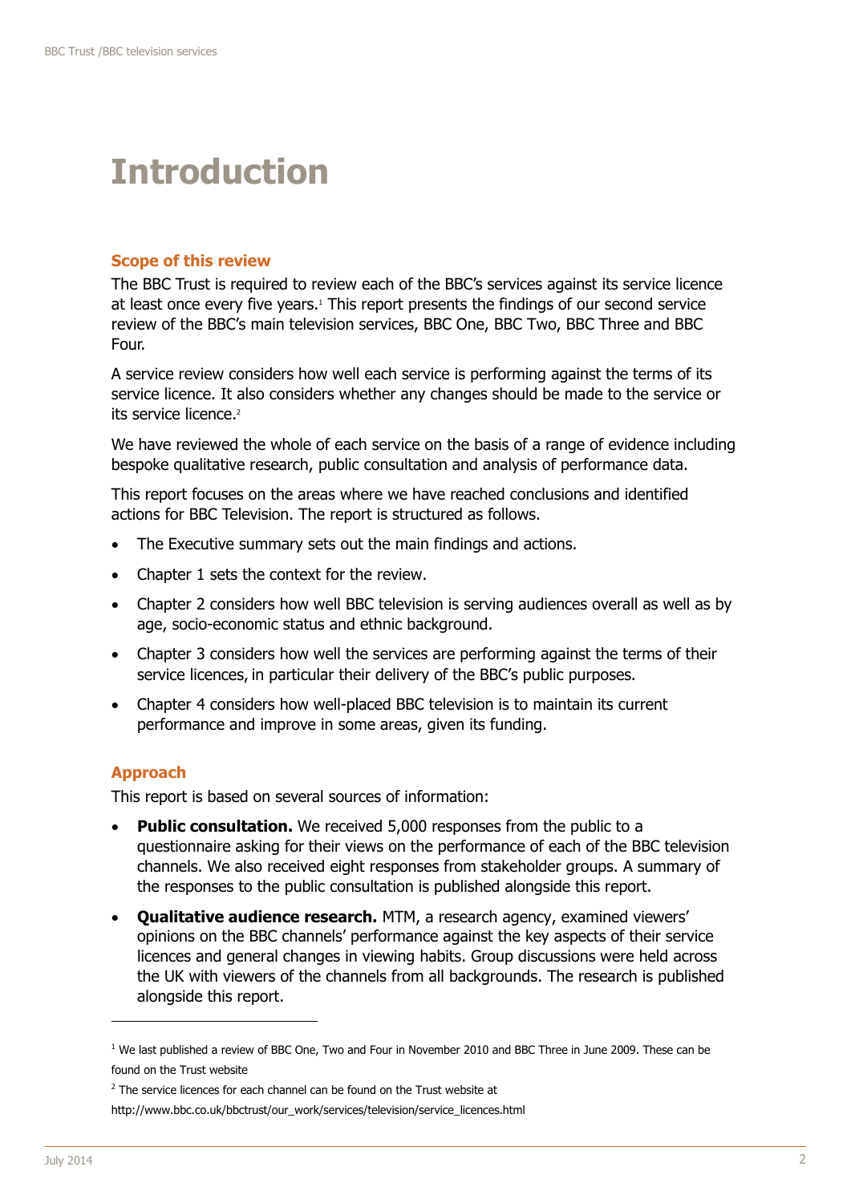# Introduction

## Scope of this review

The BBC Trust is required to review each of the BBC's services against its service licence at least once every five years.[1] This report presents the findings of our second service review of the BBC's main television services, BBC One, BBC Two, BBC Three and BBC Four.

A service review considers how well each service is performing against the terms of its service licence. It also considers whether any changes should be made to the service or its service licence.[2]

We have reviewed the whole of each service on the basis of a range of evidence including bespoke qualitative research, public consultation and analysis of performance data.

This report focuses on the areas where we have reached conclusions and identified actions for BBC Television. The report is structured as follows.

- The Executive summary sets out the main findings and actions.
- Chapter 1 sets the context for the review.
- Chapter 2 considers how well BBC television is serving audiences overall as well as by age, socio-economic status and ethnic background.
- Chapter 3 considers how well the services are performing against the terms of their service licences, in particular their delivery of the BBC's public purposes.
- Chapter 4 considers how well-placed BBC television is to maintain its current performance and improve in some areas, given its funding.

## Approach

This report is based on several sources of information:

- **Public consultation.** We received 5,000 responses from the public to a questionnaire asking for their views on the performance of each of the BBC television channels. We also received eight responses from stakeholder groups. A summary of the responses to the public consultation is published alongside this report.
- **Qualitative audience research.** MTM, a research agency, examined viewers' opinions on the BBC channels' performance against the key aspects of their service licences and general changes in viewing habits. Group discussions were held across the UK with viewers of the channels from all backgrounds. The research is published alongside this report.

---

[1] We last published a review of BBC One, Two and Four in November 2010 and BBC Three in June 2009. These can be found on the Trust website

[2] The service licences for each channel can be found on the Trust website at http://www.bbc.co.uk/bbctrust/our_work/services/television/service_licences.html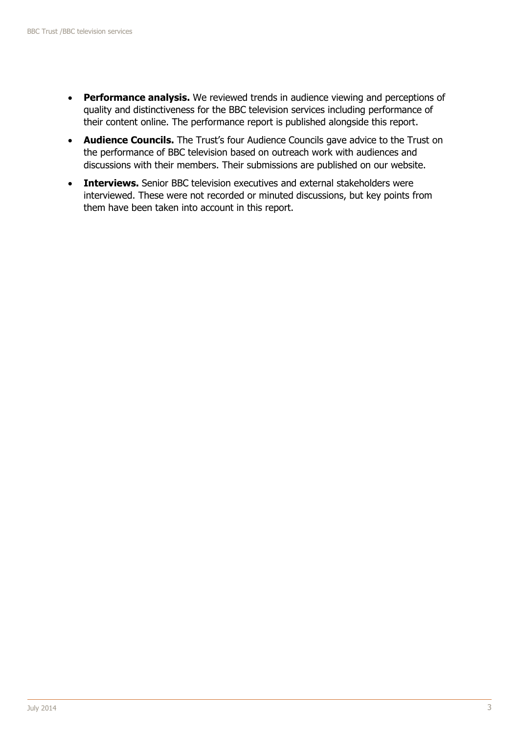- **Performance analysis.** We reviewed trends in audience viewing and perceptions of quality and distinctiveness for the BBC television services including performance of their content online. The performance report is published alongside this report.
- **Audience Councils.** The Trust's four Audience Councils gave advice to the Trust on the performance of BBC television based on outreach work with audiences and discussions with their members. Their submissions are published on our website.
- **Interviews.** Senior BBC television executives and external stakeholders were interviewed. These were not recorded or minuted discussions, but key points from them have been taken into account in this report.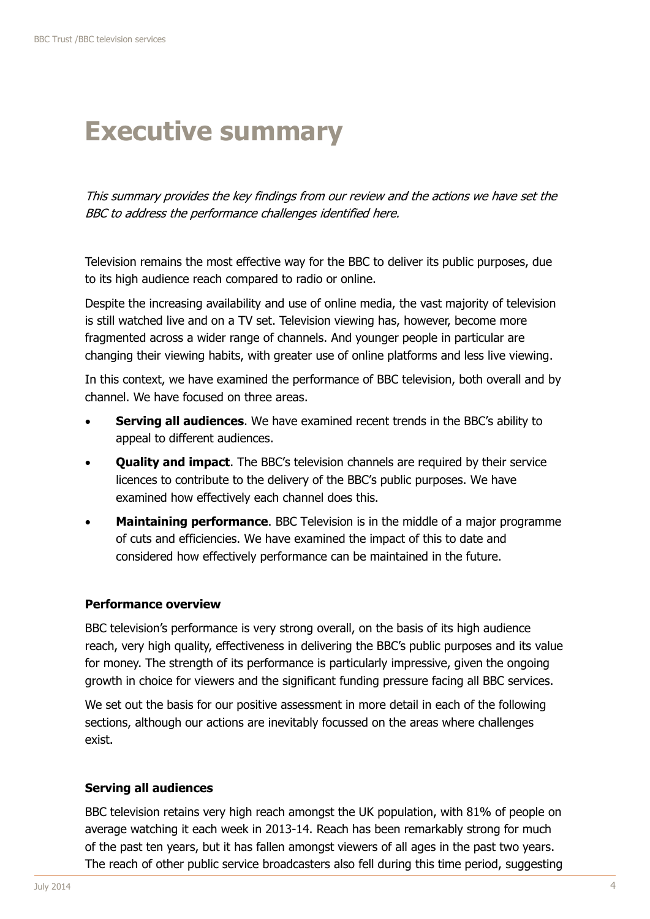# Executive summary

*This summary provides the key findings from our review and the actions we have set the BBC to address the performance challenges identified here.*

Television remains the most effective way for the BBC to deliver its public purposes, due to its high audience reach compared to radio or online.

Despite the increasing availability and use of online media, the vast majority of television is still watched live and on a TV set. Television viewing has, however, become more fragmented across a wider range of channels. And younger people in particular are changing their viewing habits, with greater use of online platforms and less live viewing.

In this context, we have examined the performance of BBC television, both overall and by channel. We have focused on three areas.

- **Serving all audiences**. We have examined recent trends in the BBC's ability to appeal to different audiences.
- **Quality and impact**. The BBC's television channels are required by their service licences to contribute to the delivery of the BBC's public purposes. We have examined how effectively each channel does this.
- **Maintaining performance**. BBC Television is in the middle of a major programme of cuts and efficiencies. We have examined the impact of this to date and considered how effectively performance can be maintained in the future.

### Performance overview

BBC television's performance is very strong overall, on the basis of its high audience reach, very high quality, effectiveness in delivering the BBC's public purposes and its value for money. The strength of its performance is particularly impressive, given the ongoing growth in choice for viewers and the significant funding pressure facing all BBC services.

We set out the basis for our positive assessment in more detail in each of the following sections, although our actions are inevitably focussed on the areas where challenges exist.

### Serving all audiences

BBC television retains very high reach amongst the UK population, with 81% of people on average watching it each week in 2013-14. Reach has been remarkably strong for much of the past ten years, but it has fallen amongst viewers of all ages in the past two years. The reach of other public service broadcasters also fell during this time period, suggesting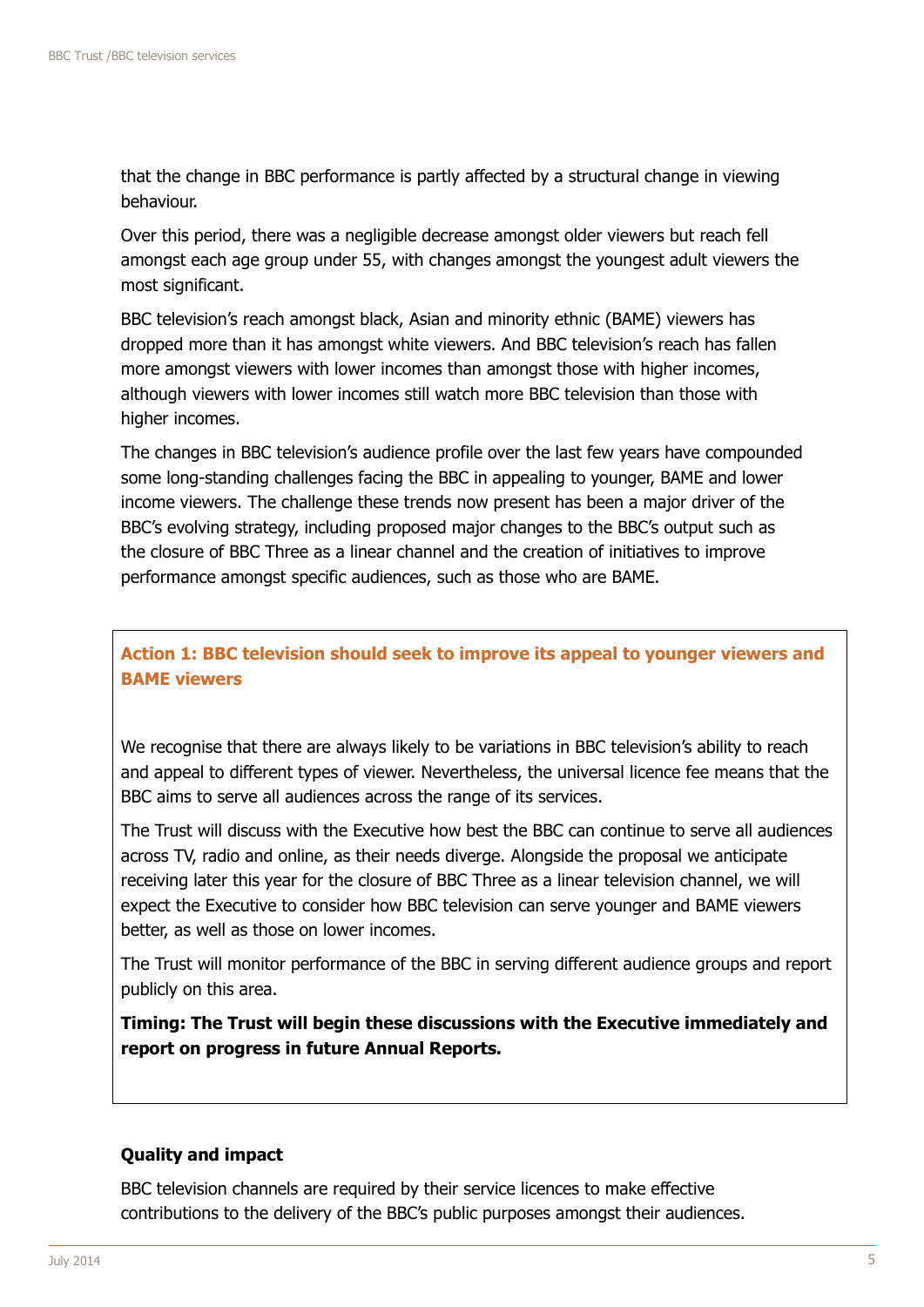that the change in BBC performance is partly affected by a structural change in viewing behaviour.

Over this period, there was a negligible decrease amongst older viewers but reach fell amongst each age group under 55, with changes amongst the youngest adult viewers the most significant.

BBC television's reach amongst black, Asian and minority ethnic (BAME) viewers has dropped more than it has amongst white viewers. And BBC television's reach has fallen more amongst viewers with lower incomes than amongst those with higher incomes, although viewers with lower incomes still watch more BBC television than those with higher incomes.

The changes in BBC television's audience profile over the last few years have compounded some long-standing challenges facing the BBC in appealing to younger, BAME and lower income viewers. The challenge these trends now present has been a major driver of the BBC's evolving strategy, including proposed major changes to the BBC's output such as the closure of BBC Three as a linear channel and the creation of initiatives to improve performance amongst specific audiences, such as those who are BAME.

**Action 1: BBC television should seek to improve its appeal to younger viewers and BAME viewers**

We recognise that there are always likely to be variations in BBC television's ability to reach and appeal to different types of viewer. Nevertheless, the universal licence fee means that the BBC aims to serve all audiences across the range of its services.

The Trust will discuss with the Executive how best the BBC can continue to serve all audiences across TV, radio and online, as their needs diverge. Alongside the proposal we anticipate receiving later this year for the closure of BBC Three as a linear television channel, we will expect the Executive to consider how BBC television can serve younger and BAME viewers better, as well as those on lower incomes.

The Trust will monitor performance of the BBC in serving different audience groups and report publicly on this area.

**Timing: The Trust will begin these discussions with the Executive immediately and report on progress in future Annual Reports.**

### Quality and impact

BBC television channels are required by their service licences to make effective contributions to the delivery of the BBC's public purposes amongst their audiences.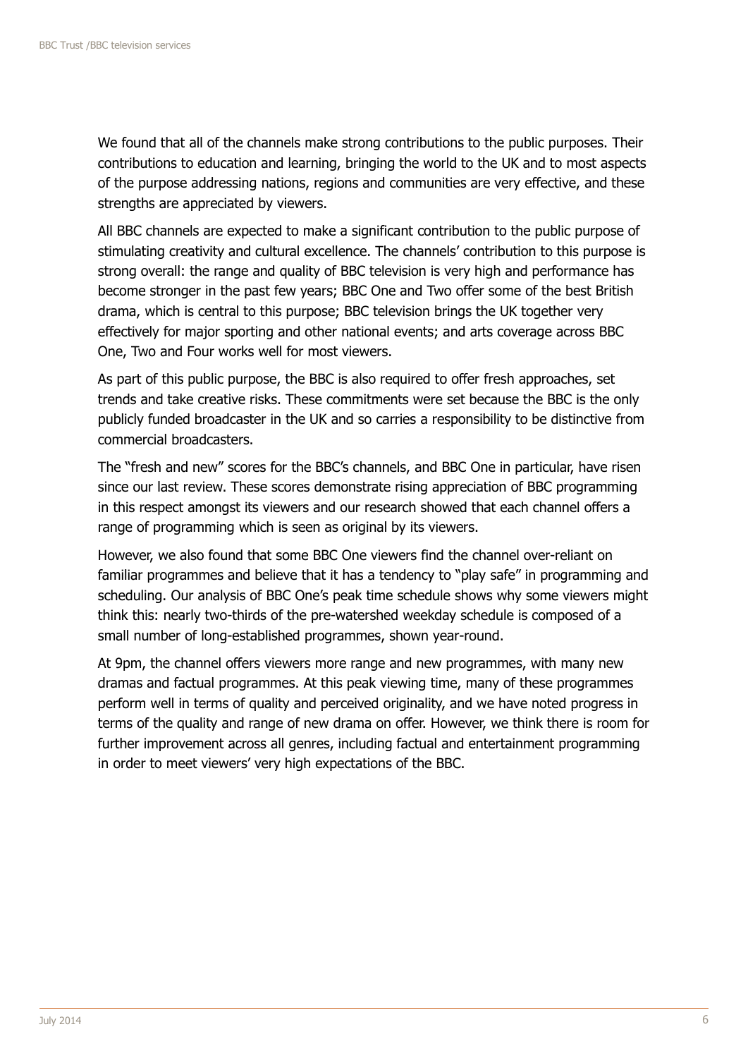We found that all of the channels make strong contributions to the public purposes. Their contributions to education and learning, bringing the world to the UK and to most aspects of the purpose addressing nations, regions and communities are very effective, and these strengths are appreciated by viewers.

All BBC channels are expected to make a significant contribution to the public purpose of stimulating creativity and cultural excellence. The channels' contribution to this purpose is strong overall: the range and quality of BBC television is very high and performance has become stronger in the past few years; BBC One and Two offer some of the best British drama, which is central to this purpose; BBC television brings the UK together very effectively for major sporting and other national events; and arts coverage across BBC One, Two and Four works well for most viewers.

As part of this public purpose, the BBC is also required to offer fresh approaches, set trends and take creative risks. These commitments were set because the BBC is the only publicly funded broadcaster in the UK and so carries a responsibility to be distinctive from commercial broadcasters.

The "fresh and new" scores for the BBC's channels, and BBC One in particular, have risen since our last review. These scores demonstrate rising appreciation of BBC programming in this respect amongst its viewers and our research showed that each channel offers a range of programming which is seen as original by its viewers.

However, we also found that some BBC One viewers find the channel over-reliant on familiar programmes and believe that it has a tendency to "play safe" in programming and scheduling. Our analysis of BBC One's peak time schedule shows why some viewers might think this: nearly two-thirds of the pre-watershed weekday schedule is composed of a small number of long-established programmes, shown year-round.

At 9pm, the channel offers viewers more range and new programmes, with many new dramas and factual programmes. At this peak viewing time, many of these programmes perform well in terms of quality and perceived originality, and we have noted progress in terms of the quality and range of new drama on offer. However, we think there is room for further improvement across all genres, including factual and entertainment programming in order to meet viewers' very high expectations of the BBC.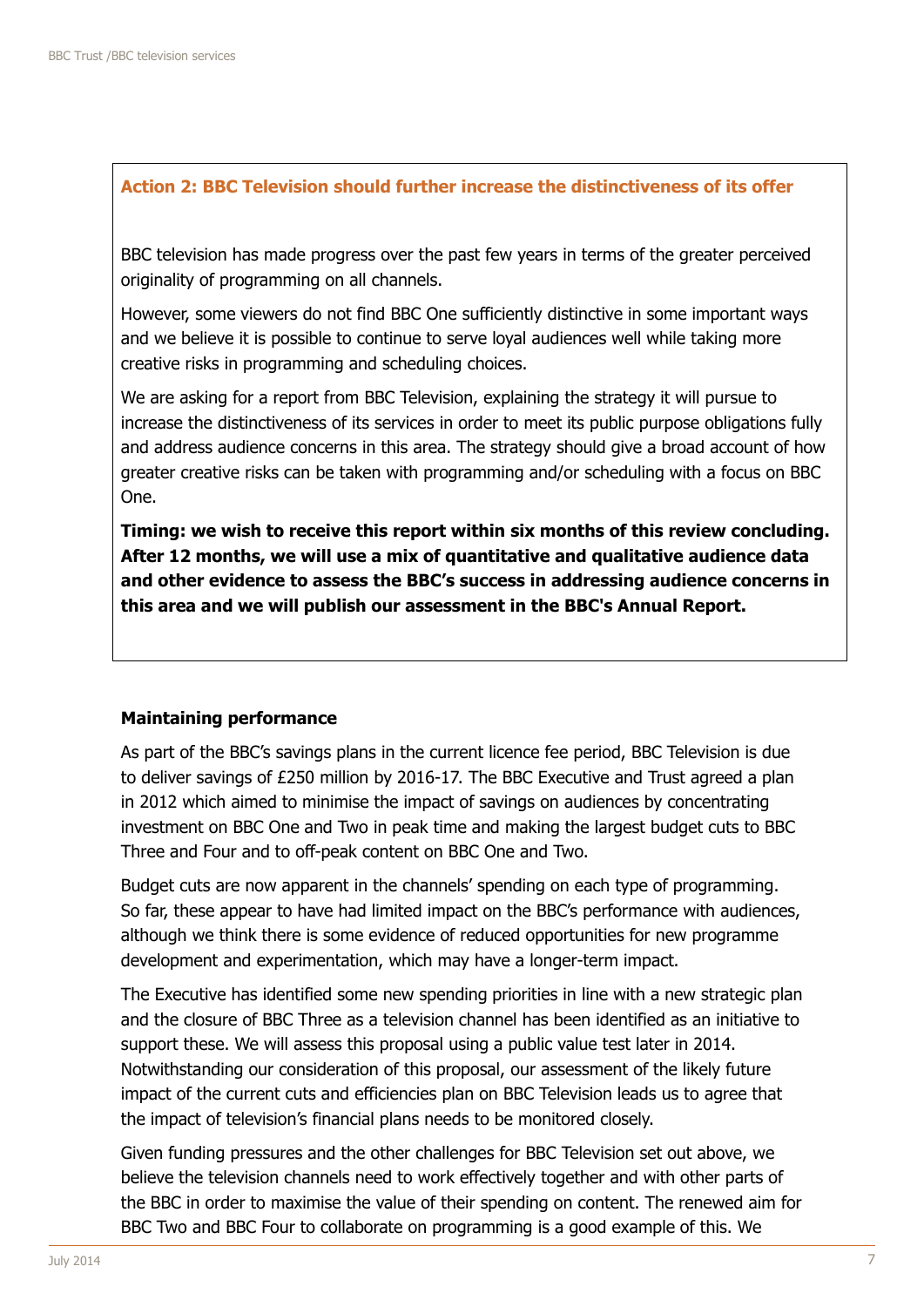### Action 2: BBC Television should further increase the distinctiveness of its offer

BBC television has made progress over the past few years in terms of the greater perceived originality of programming on all channels.

However, some viewers do not find BBC One sufficiently distinctive in some important ways and we believe it is possible to continue to serve loyal audiences well while taking more creative risks in programming and scheduling choices.

We are asking for a report from BBC Television, explaining the strategy it will pursue to increase the distinctiveness of its services in order to meet its public purpose obligations fully and address audience concerns in this area. The strategy should give a broad account of how greater creative risks can be taken with programming and/or scheduling with a focus on BBC One.

**Timing: we wish to receive this report within six months of this review concluding. After 12 months, we will use a mix of quantitative and qualitative audience data and other evidence to assess the BBC's success in addressing audience concerns in this area and we will publish our assessment in the BBC's Annual Report.**

### Maintaining performance

As part of the BBC's savings plans in the current licence fee period, BBC Television is due to deliver savings of £250 million by 2016-17. The BBC Executive and Trust agreed a plan in 2012 which aimed to minimise the impact of savings on audiences by concentrating investment on BBC One and Two in peak time and making the largest budget cuts to BBC Three and Four and to off-peak content on BBC One and Two.

Budget cuts are now apparent in the channels' spending on each type of programming. So far, these appear to have had limited impact on the BBC's performance with audiences, although we think there is some evidence of reduced opportunities for new programme development and experimentation, which may have a longer-term impact.

The Executive has identified some new spending priorities in line with a new strategic plan and the closure of BBC Three as a television channel has been identified as an initiative to support these. We will assess this proposal using a public value test later in 2014. Notwithstanding our consideration of this proposal, our assessment of the likely future impact of the current cuts and efficiencies plan on BBC Television leads us to agree that the impact of television's financial plans needs to be monitored closely.

Given funding pressures and the other challenges for BBC Television set out above, we believe the television channels need to work effectively together and with other parts of the BBC in order to maximise the value of their spending on content. The renewed aim for BBC Two and BBC Four to collaborate on programming is a good example of this. We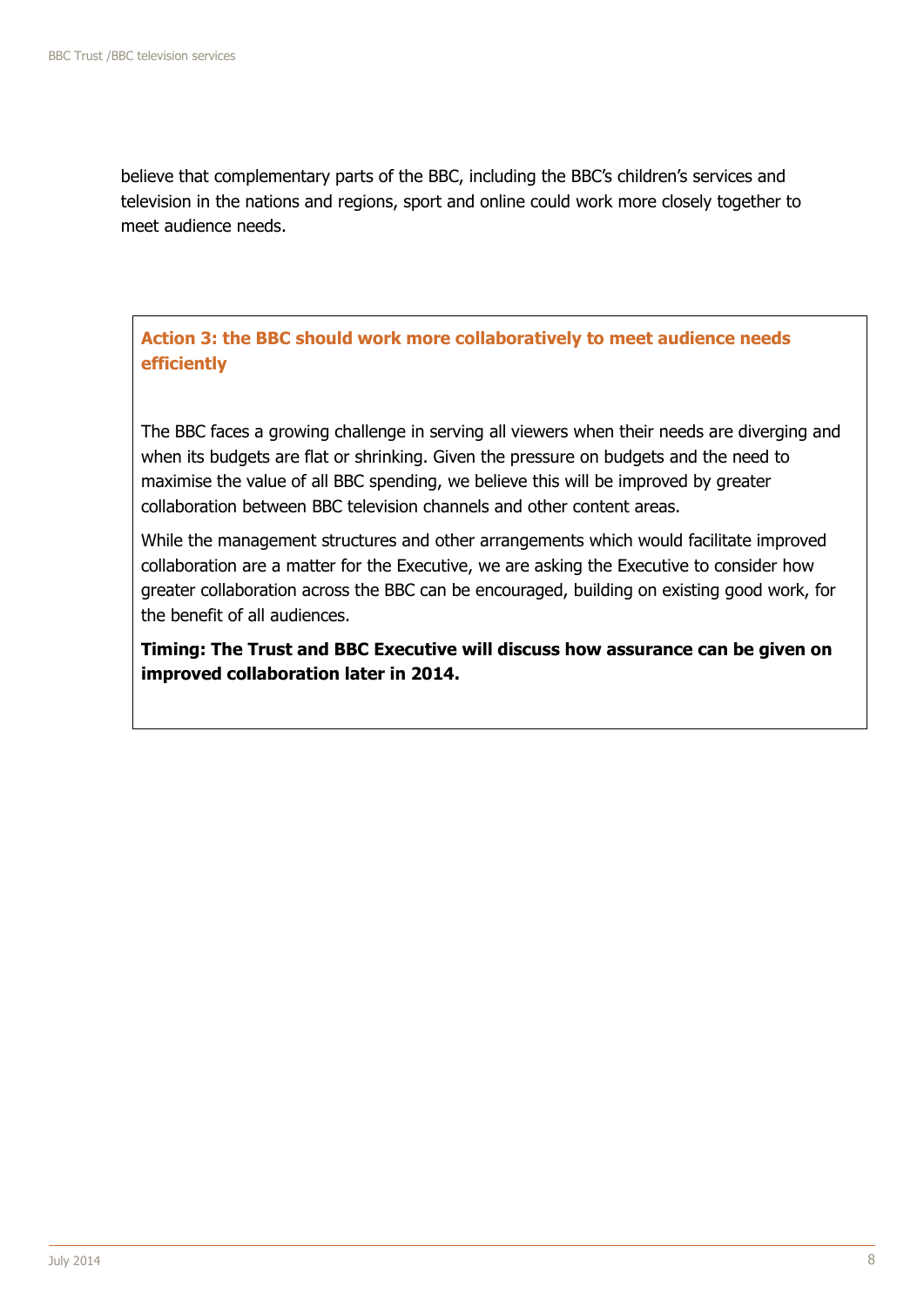believe that complementary parts of the BBC, including the BBC's children's services and television in the nations and regions, sport and online could work more closely together to meet audience needs.

**Action 3: the BBC should work more collaboratively to meet audience needs efficiently**

The BBC faces a growing challenge in serving all viewers when their needs are diverging and when its budgets are flat or shrinking. Given the pressure on budgets and the need to maximise the value of all BBC spending, we believe this will be improved by greater collaboration between BBC television channels and other content areas.

While the management structures and other arrangements which would facilitate improved collaboration are a matter for the Executive, we are asking the Executive to consider how greater collaboration across the BBC can be encouraged, building on existing good work, for the benefit of all audiences.

**Timing: The Trust and BBC Executive will discuss how assurance can be given on improved collaboration later in 2014.**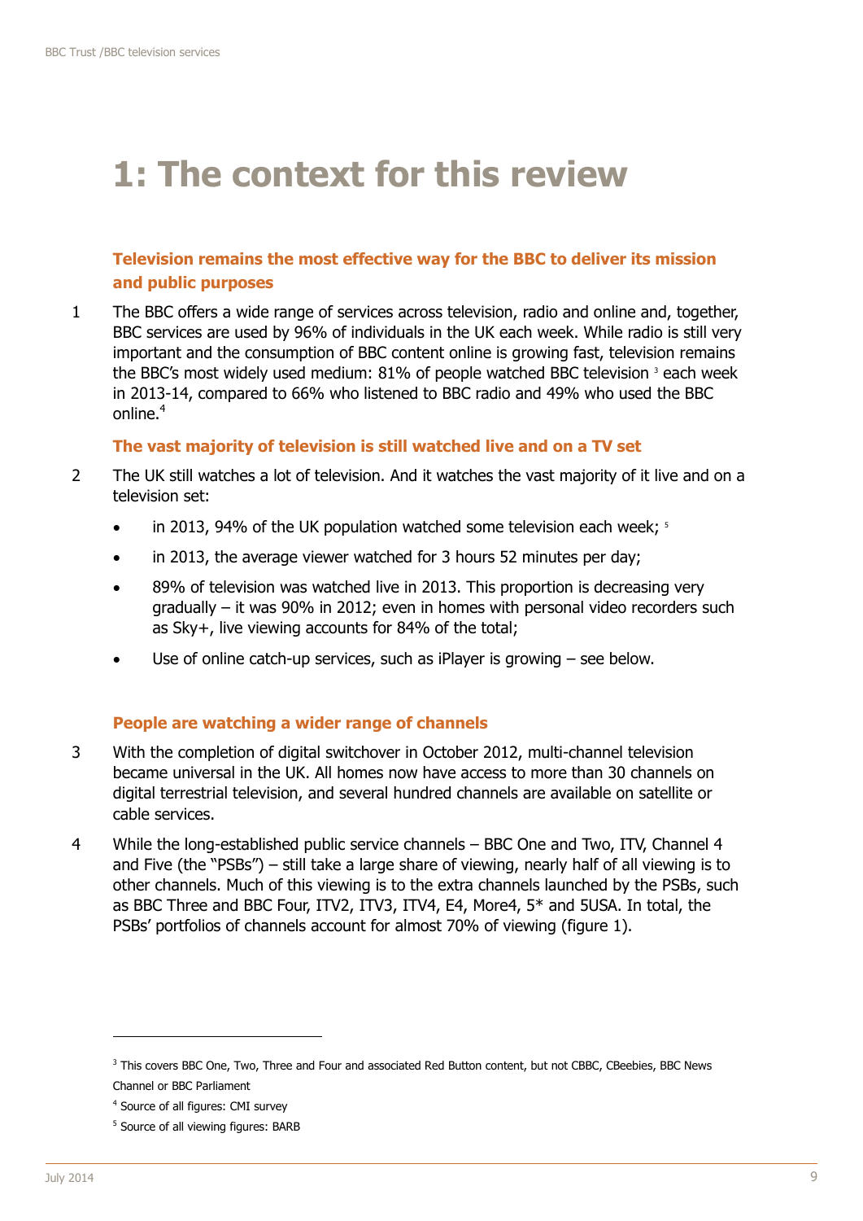# 1: The context for this review

### Television remains the most effective way for the BBC to deliver its mission and public purposes

1 The BBC offers a wide range of services across television, radio and online and, together, BBC services are used by 96% of individuals in the UK each week. While radio is still very important and the consumption of BBC content online is growing fast, television remains the BBC's most widely used medium: 81% of people watched BBC television [3] each week in 2013-14, compared to 66% who listened to BBC radio and 49% who used the BBC online.[4]

### The vast majority of television is still watched live and on a TV set

2 The UK still watches a lot of television. And it watches the vast majority of it live and on a television set:

- in 2013, 94% of the UK population watched some television each week; [5]
- in 2013, the average viewer watched for 3 hours 52 minutes per day;
- 89% of television was watched live in 2013. This proportion is decreasing very gradually – it was 90% in 2012; even in homes with personal video recorders such as Sky+, live viewing accounts for 84% of the total;
- Use of online catch-up services, such as iPlayer is growing – see below.

### People are watching a wider range of channels

3 With the completion of digital switchover in October 2012, multi-channel television became universal in the UK. All homes now have access to more than 30 channels on digital terrestrial television, and several hundred channels are available on satellite or cable services.

4 While the long-established public service channels – BBC One and Two, ITV, Channel 4 and Five (the "PSBs") – still take a large share of viewing, nearly half of all viewing is to other channels. Much of this viewing is to the extra channels launched by the PSBs, such as BBC Three and BBC Four, ITV2, ITV3, ITV4, E4, More4, 5* and 5USA. In total, the PSBs' portfolios of channels account for almost 70% of viewing (figure 1).

---

[3] This covers BBC One, Two, Three and Four and associated Red Button content, but not CBBC, CBeebies, BBC News Channel or BBC Parliament

[4] Source of all figures: CMI survey

[5] Source of all viewing figures: BARB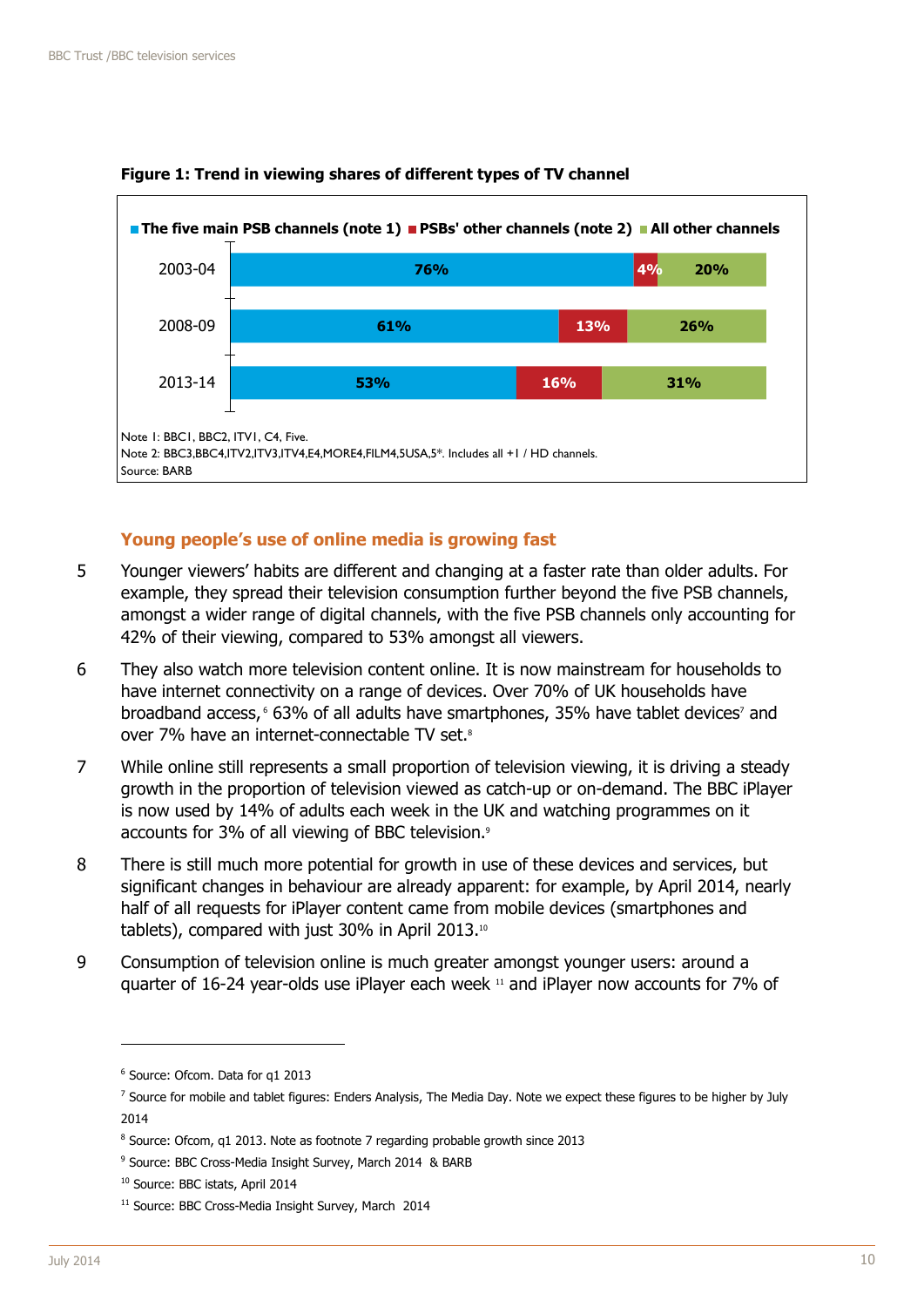**Figure 1: Trend in viewing shares of different types of TV channel**

| | The five main PSB channels (note 1) | PSBs' other channels (note 2) | All other channels |
|---|---|---|---|
| 2003-04 | 76% | 4% | 20% |
| 2008-09 | 61% | 13% | 26% |
| 2013-14 | 53% | 16% | 31% |

Note 1: BBC1, BBC2, ITV1, C4, Five.
Note 2: BBC3,BBC4,ITV2,ITV3,ITV4,E4,MORE4,FILM4,5USA,5*. Includes all +1 / HD channels.
Source: BARB

## Young people's use of online media is growing fast

5. Younger viewers' habits are different and changing at a faster rate than older adults. For example, they spread their television consumption further beyond the five PSB channels, amongst a wider range of digital channels, with the five PSB channels only accounting for 42% of their viewing, compared to 53% amongst all viewers.

6. They also watch more television content online. It is now mainstream for households to have internet connectivity on a range of devices. Over 70% of UK households have broadband access,[6] 63% of all adults have smartphones, 35% have tablet devices[7] and over 7% have an internet-connectable TV set.[8]

7. While online still represents a small proportion of television viewing, it is driving a steady growth in the proportion of television viewed as catch-up or on-demand. The BBC iPlayer is now used by 14% of adults each week in the UK and watching programmes on it accounts for 3% of all viewing of BBC television.[9]

8. There is still much more potential for growth in use of these devices and services, but significant changes in behaviour are already apparent: for example, by April 2014, nearly half of all requests for iPlayer content came from mobile devices (smartphones and tablets), compared with just 30% in April 2013.[10]

9. Consumption of television online is much greater amongst younger users: around a quarter of 16-24 year-olds use iPlayer each week [11] and iPlayer now accounts for 7% of

---

[6] Source: Ofcom. Data for q1 2013

[7] Source for mobile and tablet figures: Enders Analysis, The Media Day. Note we expect these figures to be higher by July 2014

[8] Source: Ofcom, q1 2013. Note as footnote 7 regarding probable growth since 2013

[9] Source: BBC Cross-Media Insight Survey, March 2014 & BARB

[10] Source: BBC istats, April 2014

[11] Source: BBC Cross-Media Insight Survey, March 2014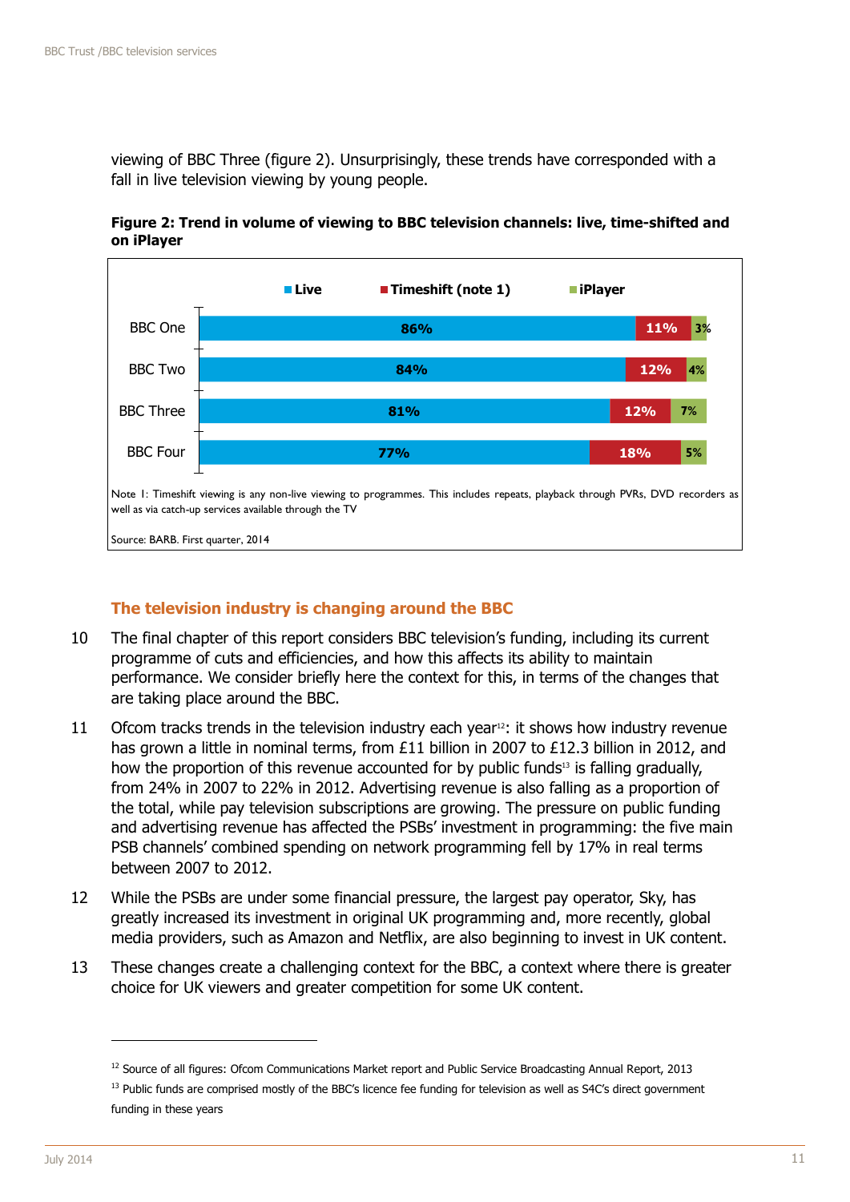viewing of BBC Three (figure 2). Unsurprisingly, these trends have corresponded with a fall in live television viewing by young people.

**Figure 2: Trend in volume of viewing to BBC television channels: live, time-shifted and on iPlayer**

| | Live | Timeshift (note 1) | iPlayer |
|---|---|---|---|
| BBC One | 86% | 11% | 3% |
| BBC Two | 84% | 12% | 4% |
| BBC Three | 81% | 12% | 7% |
| BBC Four | 77% | 18% | 5% |

Note 1: Timeshift viewing is any non-live viewing to programmes. This includes repeats, playback through PVRs, DVD recorders as well as via catch-up services available through the TV

Source: BARB. First quarter, 2014

### The television industry is changing around the BBC

10 The final chapter of this report considers BBC television's funding, including its current programme of cuts and efficiencies, and how this affects its ability to maintain performance. We consider briefly here the context for this, in terms of the changes that are taking place around the BBC.

11 Ofcom tracks trends in the television industry each year[12]: it shows how industry revenue has grown a little in nominal terms, from £11 billion in 2007 to £12.3 billion in 2012, and how the proportion of this revenue accounted for by public funds[13] is falling gradually, from 24% in 2007 to 22% in 2012. Advertising revenue is also falling as a proportion of the total, while pay television subscriptions are growing. The pressure on public funding and advertising revenue has affected the PSBs' investment in programming: the five main PSB channels' combined spending on network programming fell by 17% in real terms between 2007 to 2012.

12 While the PSBs are under some financial pressure, the largest pay operator, Sky, has greatly increased its investment in original UK programming and, more recently, global media providers, such as Amazon and Netflix, are also beginning to invest in UK content.

13 These changes create a challenging context for the BBC, a context where there is greater choice for UK viewers and greater competition for some UK content.

[12] Source of all figures: Ofcom Communications Market report and Public Service Broadcasting Annual Report, 2013

[13] Public funds are comprised mostly of the BBC's licence fee funding for television as well as S4C's direct government funding in these years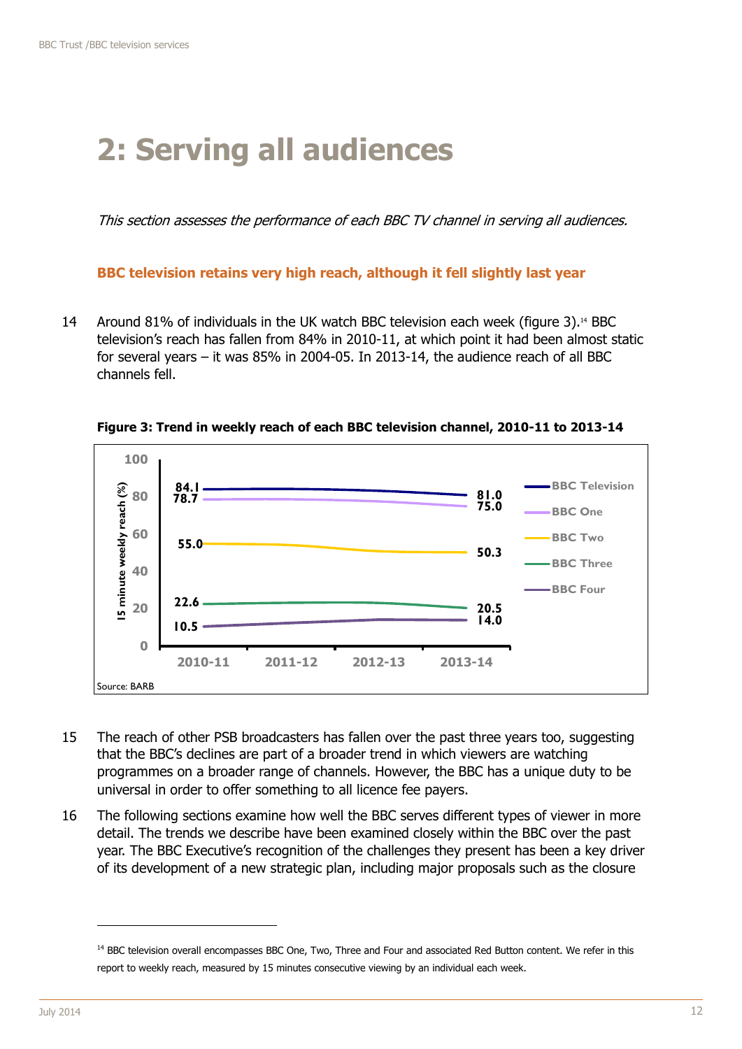# 2: Serving all audiences

*This section assesses the performance of each BBC TV channel in serving all audiences.*

## BBC television retains very high reach, although it fell slightly last year

14 Around 81% of individuals in the UK watch BBC television each week (figure 3).[14] BBC television's reach has fallen from 84% in 2010-11, at which point it had been almost static for several years – it was 85% in 2004-05. In 2013-14, the audience reach of all BBC channels fell.

**Figure 3: Trend in weekly reach of each BBC television channel, 2010-11 to 2013-14**

| 15 minute weekly reach (%) | 2010-11 | 2013-14 |
|---|---|---|
| BBC Television | 84.1 | 81.0 |
| BBC One | 78.7 | 75.0 |
| BBC Two | 55.0 | 50.3 |
| BBC Three | 22.6 | 20.5 |
| BBC Four | 10.5 | 14.0 |

Source: BARB

15 The reach of other PSB broadcasters has fallen over the past three years too, suggesting that the BBC's declines are part of a broader trend in which viewers are watching programmes on a broader range of channels. However, the BBC has a unique duty to be universal in order to offer something to all licence fee payers.

16 The following sections examine how well the BBC serves different types of viewer in more detail. The trends we describe have been examined closely within the BBC over the past year. The BBC Executive's recognition of the challenges they present has been a key driver of its development of a new strategic plan, including major proposals such as the closure

[14] BBC television overall encompasses BBC One, Two, Three and Four and associated Red Button content. We refer in this report to weekly reach, measured by 15 minutes consecutive viewing by an individual each week.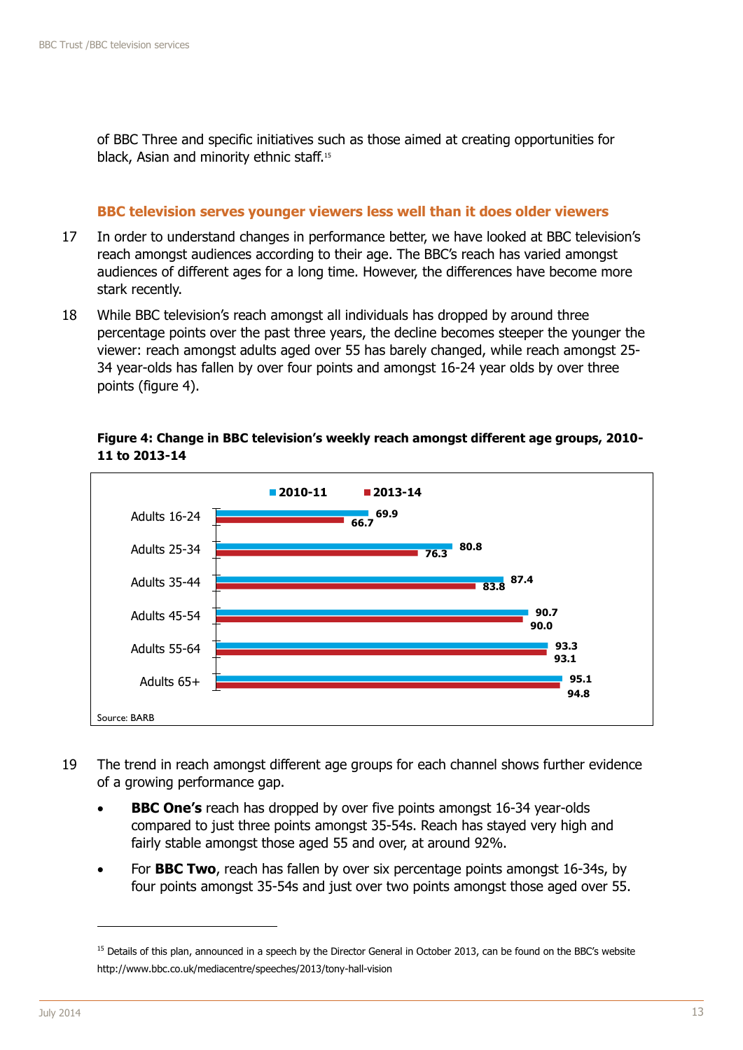of BBC Three and specific initiatives such as those aimed at creating opportunities for black, Asian and minority ethnic staff.[15]

### BBC television serves younger viewers less well than it does older viewers

17 In order to understand changes in performance better, we have looked at BBC television's reach amongst audiences according to their age. The BBC's reach has varied amongst audiences of different ages for a long time. However, the differences have become more stark recently.

18 While BBC television's reach amongst all individuals has dropped by around three percentage points over the past three years, the decline becomes steeper the younger the viewer: reach amongst adults aged over 55 has barely changed, while reach amongst 25-34 year-olds has fallen by over four points and amongst 16-24 year olds by over three points (figure 4).

**Figure 4: Change in BBC television's weekly reach amongst different age groups, 2010-11 to 2013-14**

| | 2010-11 | 2013-14 |
|---|---|---|
| Adults 16-24 | 69.9 | 66.7 |
| Adults 25-34 | 80.8 | 76.3 |
| Adults 35-44 | 87.4 | 83.8 |
| Adults 45-54 | 90.7 | 90.0 |
| Adults 55-64 | 93.3 | 93.1 |
| Adults 65+ | 95.1 | 94.8 |

Source: BARB

19 The trend in reach amongst different age groups for each channel shows further evidence of a growing performance gap.

- **BBC One's** reach has dropped by over five points amongst 16-34 year-olds compared to just three points amongst 35-54s. Reach has stayed very high and fairly stable amongst those aged 55 and over, at around 92%.
- For **BBC Two**, reach has fallen by over six percentage points amongst 16-34s, by four points amongst 35-54s and just over two points amongst those aged over 55.

[15] Details of this plan, announced in a speech by the Director General in October 2013, can be found on the BBC's website http://www.bbc.co.uk/mediacentre/speeches/2013/tony-hall-vision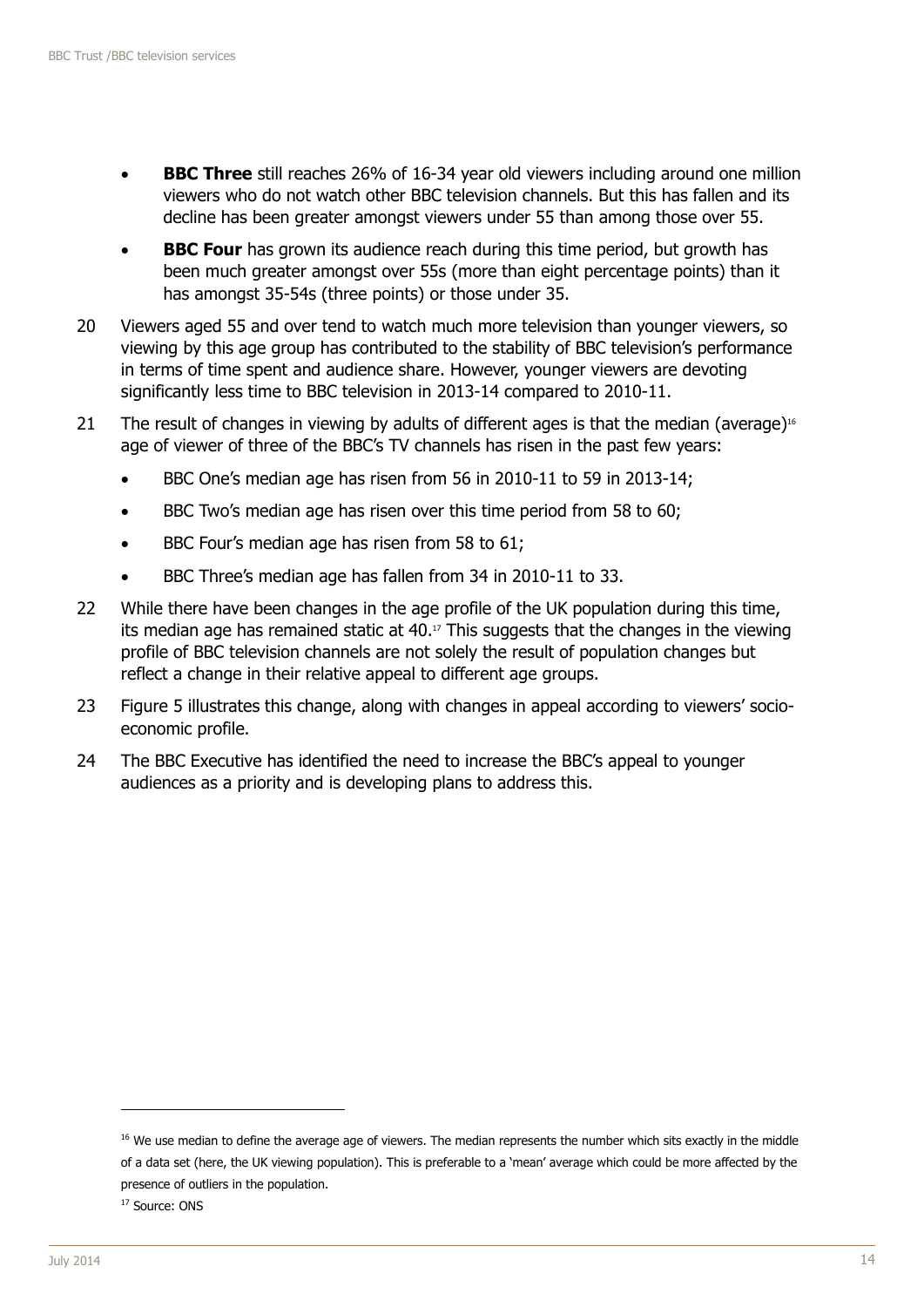- **BBC Three** still reaches 26% of 16-34 year old viewers including around one million viewers who do not watch other BBC television channels. But this has fallen and its decline has been greater amongst viewers under 55 than among those over 55.
- **BBC Four** has grown its audience reach during this time period, but growth has been much greater amongst over 55s (more than eight percentage points) than it has amongst 35-54s (three points) or those under 35.

20 Viewers aged 55 and over tend to watch much more television than younger viewers, so viewing by this age group has contributed to the stability of BBC television's performance in terms of time spent and audience share. However, younger viewers are devoting significantly less time to BBC television in 2013-14 compared to 2010-11.

21 The result of changes in viewing by adults of different ages is that the median (average)[16] age of viewer of three of the BBC's TV channels has risen in the past few years:

- BBC One's median age has risen from 56 in 2010-11 to 59 in 2013-14;
- BBC Two's median age has risen over this time period from 58 to 60;
- BBC Four's median age has risen from 58 to 61;
- BBC Three's median age has fallen from 34 in 2010-11 to 33.

22 While there have been changes in the age profile of the UK population during this time, its median age has remained static at 40.[17] This suggests that the changes in the viewing profile of BBC television channels are not solely the result of population changes but reflect a change in their relative appeal to different age groups.

23 Figure 5 illustrates this change, along with changes in appeal according to viewers' socio-economic profile.

24 The BBC Executive has identified the need to increase the BBC's appeal to younger audiences as a priority and is developing plans to address this.

---

[16] We use median to define the average age of viewers. The median represents the number which sits exactly in the middle of a data set (here, the UK viewing population). This is preferable to a 'mean' average which could be more affected by the presence of outliers in the population.

[17] Source: ONS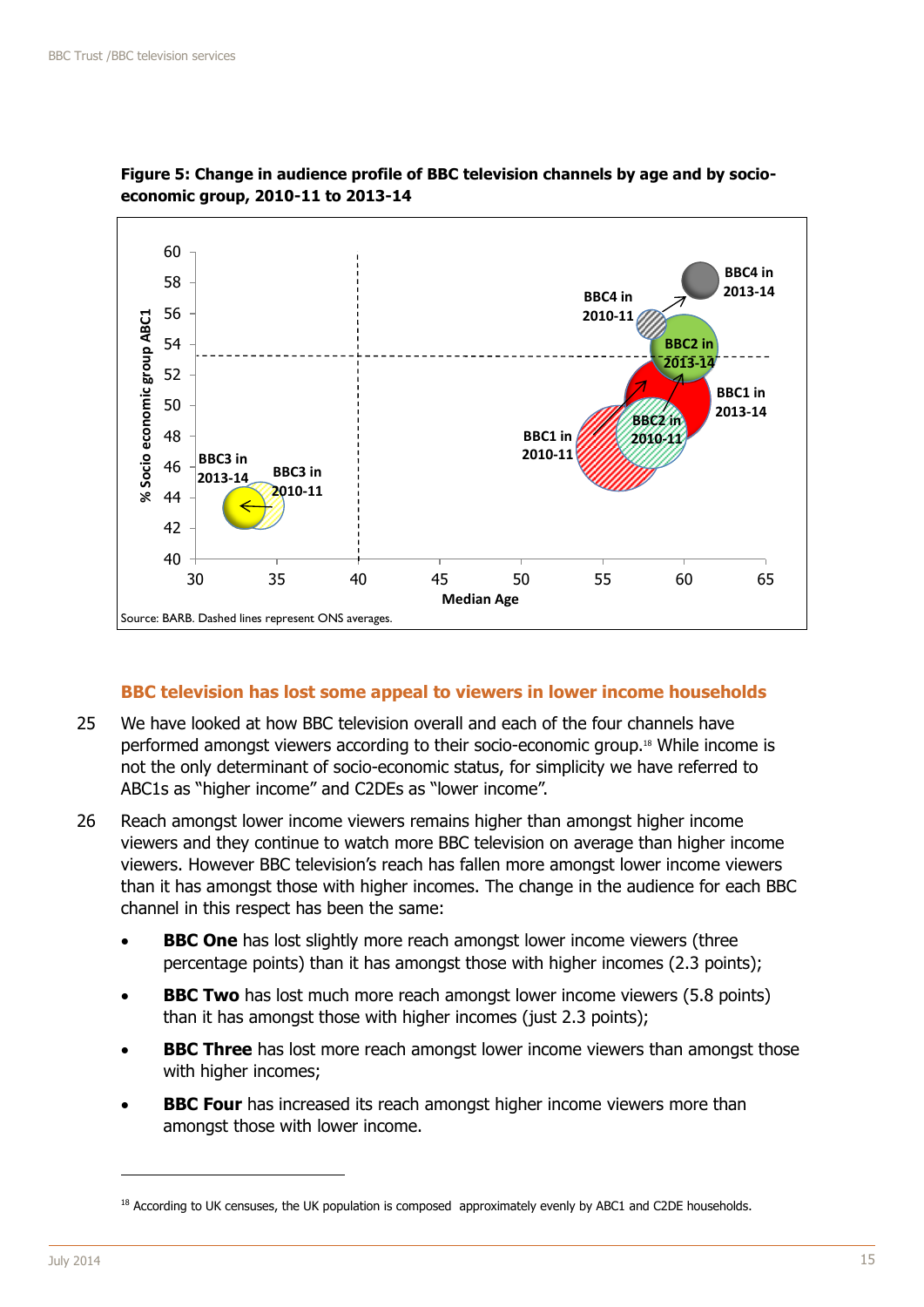**Figure 5: Change in audience profile of BBC television channels by age and by socio-economic group, 2010-11 to 2013-14**

Source: BARB. Dashed lines represent ONS averages.

### BBC television has lost some appeal to viewers in lower income households

25 We have looked at how BBC television overall and each of the four channels have performed amongst viewers according to their socio-economic group.[18] While income is not the only determinant of socio-economic status, for simplicity we have referred to ABC1s as "higher income" and C2DEs as "lower income".

26 Reach amongst lower income viewers remains higher than amongst higher income viewers and they continue to watch more BBC television on average than higher income viewers. However BBC television's reach has fallen more amongst lower income viewers than it has amongst those with higher incomes. The change in the audience for each BBC channel in this respect has been the same:

- **BBC One** has lost slightly more reach amongst lower income viewers (three percentage points) than it has amongst those with higher incomes (2.3 points);
- **BBC Two** has lost much more reach amongst lower income viewers (5.8 points) than it has amongst those with higher incomes (just 2.3 points);
- **BBC Three** has lost more reach amongst lower income viewers than amongst those with higher incomes;
- **BBC Four** has increased its reach amongst higher income viewers more than amongst those with lower income.

[18] According to UK censuses, the UK population is composed approximately evenly by ABC1 and C2DE households.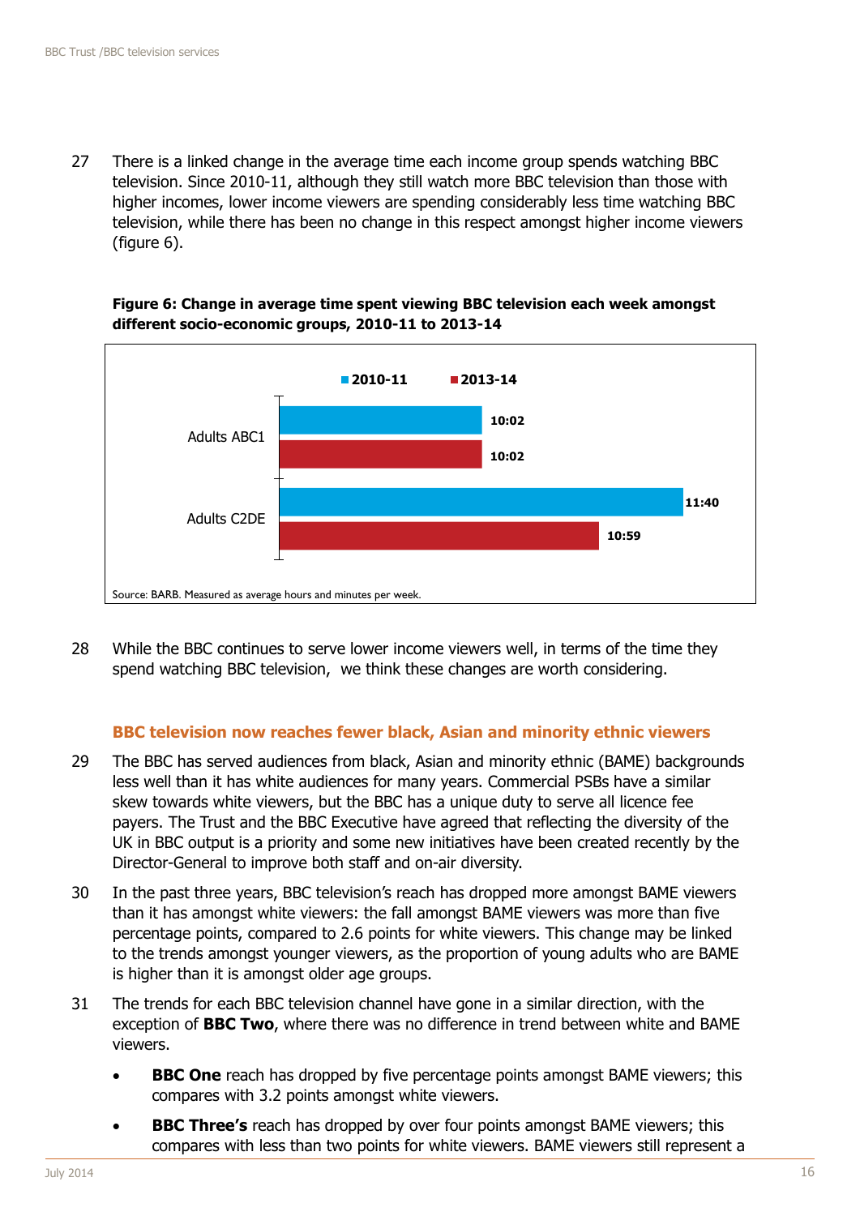27 There is a linked change in the average time each income group spends watching BBC television. Since 2010-11, although they still watch more BBC television than those with higher incomes, lower income viewers are spending considerably less time watching BBC television, while there has been no change in this respect amongst higher income viewers (figure 6).

**Figure 6: Change in average time spent viewing BBC television each week amongst different socio-economic groups, 2010-11 to 2013-14**

| | 2010-11 | 2013-14 |
|---|---|---|
| Adults ABC1 | 10:02 | 10:02 |
| Adults C2DE | 11:40 | 10:59 |

Source: BARB. Measured as average hours and minutes per week.

28 While the BBC continues to serve lower income viewers well, in terms of the time they spend watching BBC television, we think these changes are worth considering.

### BBC television now reaches fewer black, Asian and minority ethnic viewers

29 The BBC has served audiences from black, Asian and minority ethnic (BAME) backgrounds less well than it has white audiences for many years. Commercial PSBs have a similar skew towards white viewers, but the BBC has a unique duty to serve all licence fee payers. The Trust and the BBC Executive have agreed that reflecting the diversity of the UK in BBC output is a priority and some new initiatives have been created recently by the Director-General to improve both staff and on-air diversity.

30 In the past three years, BBC television's reach has dropped more amongst BAME viewers than it has amongst white viewers: the fall amongst BAME viewers was more than five percentage points, compared to 2.6 points for white viewers. This change may be linked to the trends amongst younger viewers, as the proportion of young adults who are BAME is higher than it is amongst older age groups.

31 The trends for each BBC television channel have gone in a similar direction, with the exception of **BBC Two**, where there was no difference in trend between white and BAME viewers.

- **BBC One** reach has dropped by five percentage points amongst BAME viewers; this compares with 3.2 points amongst white viewers.
- **BBC Three's** reach has dropped by over four points amongst BAME viewers; this compares with less than two points for white viewers. BAME viewers still represent a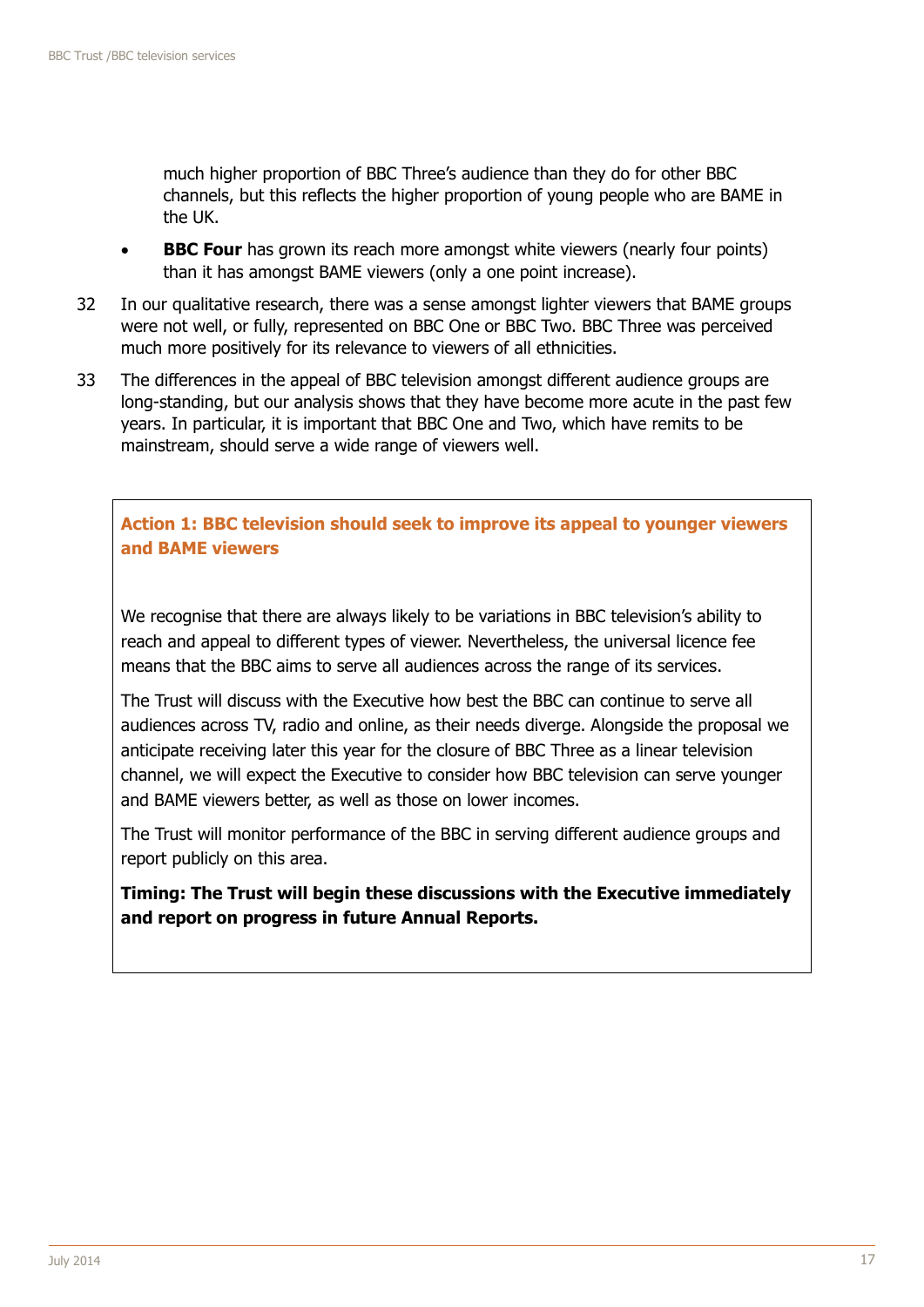much higher proportion of BBC Three's audience than they do for other BBC channels, but this reflects the higher proportion of young people who are BAME in the UK.

- **BBC Four** has grown its reach more amongst white viewers (nearly four points) than it has amongst BAME viewers (only a one point increase).

32 In our qualitative research, there was a sense amongst lighter viewers that BAME groups were not well, or fully, represented on BBC One or BBC Two. BBC Three was perceived much more positively for its relevance to viewers of all ethnicities.

33 The differences in the appeal of BBC television amongst different audience groups are long-standing, but our analysis shows that they have become more acute in the past few years. In particular, it is important that BBC One and Two, which have remits to be mainstream, should serve a wide range of viewers well.

**Action 1: BBC television should seek to improve its appeal to younger viewers and BAME viewers**

We recognise that there are always likely to be variations in BBC television's ability to reach and appeal to different types of viewer. Nevertheless, the universal licence fee means that the BBC aims to serve all audiences across the range of its services.

The Trust will discuss with the Executive how best the BBC can continue to serve all audiences across TV, radio and online, as their needs diverge. Alongside the proposal we anticipate receiving later this year for the closure of BBC Three as a linear television channel, we will expect the Executive to consider how BBC television can serve younger and BAME viewers better, as well as those on lower incomes.

The Trust will monitor performance of the BBC in serving different audience groups and report publicly on this area.

**Timing: The Trust will begin these discussions with the Executive immediately and report on progress in future Annual Reports.**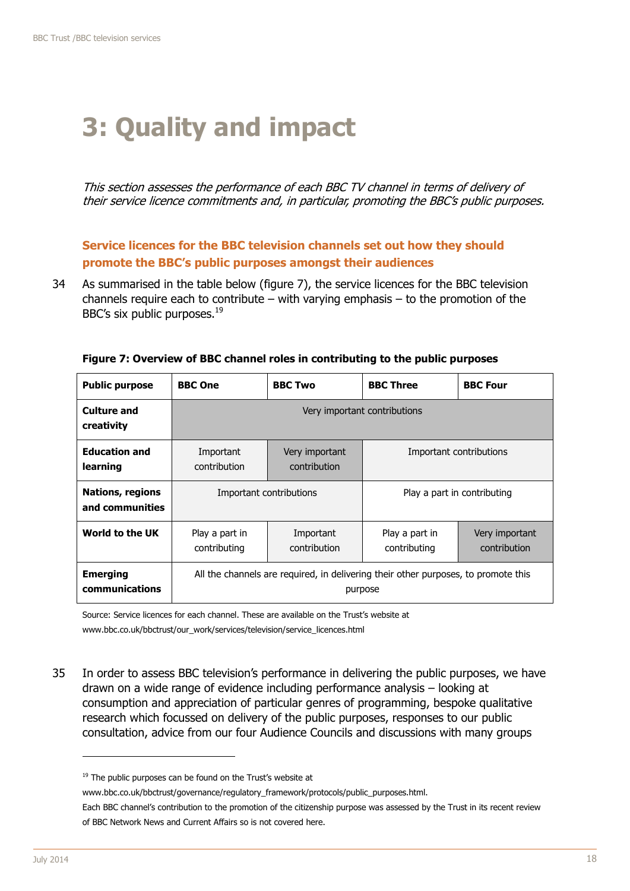# 3: Quality and impact

*This section assesses the performance of each BBC TV channel in terms of delivery of their service licence commitments and, in particular, promoting the BBC's public purposes.*

### Service licences for the BBC television channels set out how they should promote the BBC's public purposes amongst their audiences

34 As summarised in the table below (figure 7), the service licences for the BBC television channels require each to contribute – with varying emphasis – to the promotion of the BBC's six public purposes.[19]

**Figure 7: Overview of BBC channel roles in contributing to the public purposes**

| Public purpose | BBC One | BBC Two | BBC Three | BBC Four |
|---|---|---|---|---|
| **Culture and creativity** | Very important contributions | | | |
| **Education and learning** | Important contribution | Very important contribution | Important contributions | |
| **Nations, regions and communities** | Important contributions | | Play a part in contributing | |
| **World to the UK** | Play a part in contributing | Important contribution | Play a part in contributing | Very important contribution |
| **Emerging communications** | All the channels are required, in delivering their other purposes, to promote this purpose | | | |

Source: Service licences for each channel. These are available on the Trust's website at www.bbc.co.uk/bbctrust/our_work/services/television/service_licences.html

35 In order to assess BBC television's performance in delivering the public purposes, we have drawn on a wide range of evidence including performance analysis – looking at consumption and appreciation of particular genres of programming, bespoke qualitative research which focussed on delivery of the public purposes, responses to our public consultation, advice from our four Audience Councils and discussions with many groups

---

[19] The public purposes can be found on the Trust's website at www.bbc.co.uk/bbctrust/governance/regulatory_framework/protocols/public_purposes.html. Each BBC channel's contribution to the promotion of the citizenship purpose was assessed by the Trust in its recent review of BBC Network News and Current Affairs so is not covered here.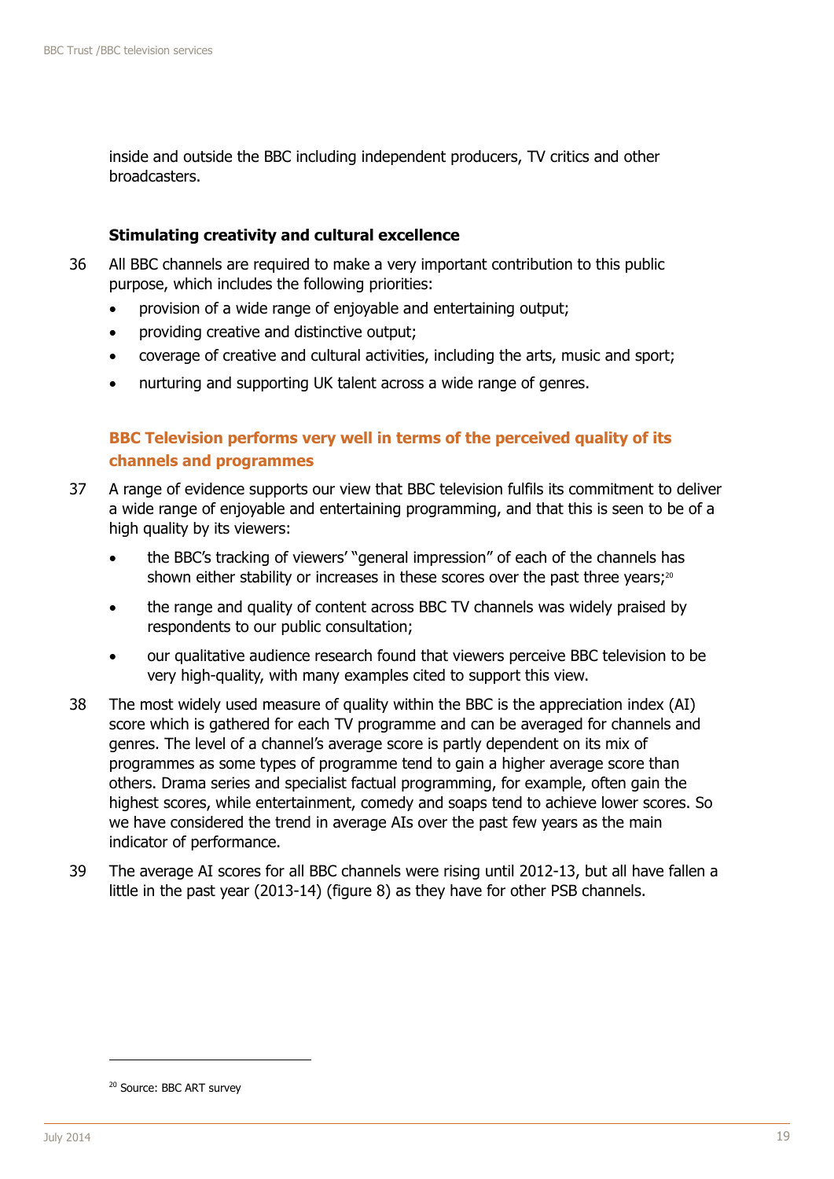inside and outside the BBC including independent producers, TV critics and other broadcasters.

### Stimulating creativity and cultural excellence

36 All BBC channels are required to make a very important contribution to this public purpose, which includes the following priorities:

- provision of a wide range of enjoyable and entertaining output;
- providing creative and distinctive output;
- coverage of creative and cultural activities, including the arts, music and sport;
- nurturing and supporting UK talent across a wide range of genres.

### BBC Television performs very well in terms of the perceived quality of its channels and programmes

37 A range of evidence supports our view that BBC television fulfils its commitment to deliver a wide range of enjoyable and entertaining programming, and that this is seen to be of a high quality by its viewers:

- the BBC's tracking of viewers' "general impression" of each of the channels has shown either stability or increases in these scores over the past three years;[20]
- the range and quality of content across BBC TV channels was widely praised by respondents to our public consultation;
- our qualitative audience research found that viewers perceive BBC television to be very high-quality, with many examples cited to support this view.

38 The most widely used measure of quality within the BBC is the appreciation index (AI) score which is gathered for each TV programme and can be averaged for channels and genres. The level of a channel's average score is partly dependent on its mix of programmes as some types of programme tend to gain a higher average score than others. Drama series and specialist factual programming, for example, often gain the highest scores, while entertainment, comedy and soaps tend to achieve lower scores. So we have considered the trend in average AIs over the past few years as the main indicator of performance.

39 The average AI scores for all BBC channels were rising until 2012-13, but all have fallen a little in the past year (2013-14) (figure 8) as they have for other PSB channels.

---

[20] Source: BBC ART survey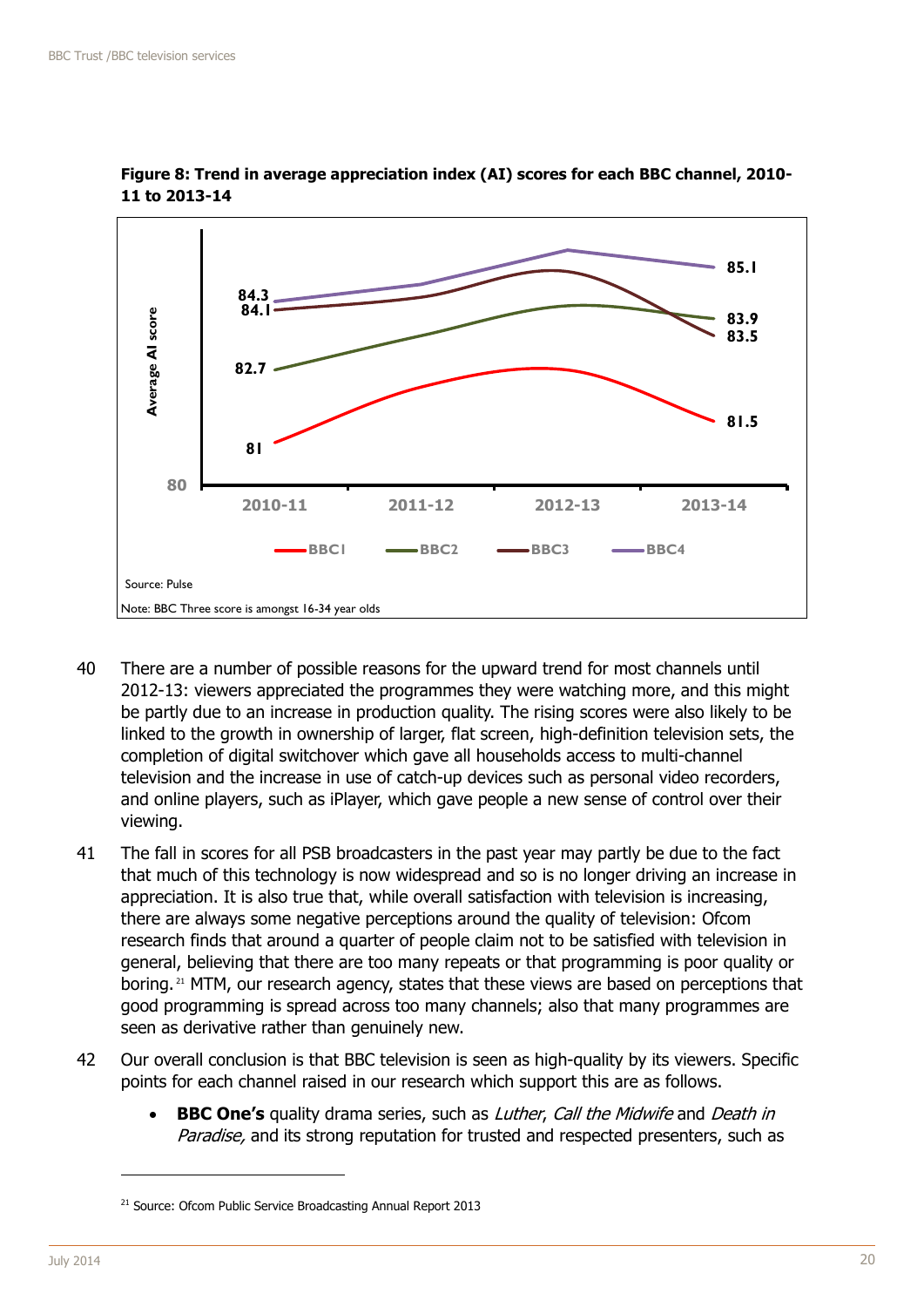**Figure 8: Trend in average appreciation index (AI) scores for each BBC channel, 2010-11 to 2013-14**

Source: Pulse

Note: BBC Three score is amongst 16-34 year olds

40 There are a number of possible reasons for the upward trend for most channels until 2012-13: viewers appreciated the programmes they were watching more, and this might be partly due to an increase in production quality. The rising scores were also likely to be linked to the growth in ownership of larger, flat screen, high-definition television sets, the completion of digital switchover which gave all households access to multi-channel television and the increase in use of catch-up devices such as personal video recorders, and online players, such as iPlayer, which gave people a new sense of control over their viewing.

41 The fall in scores for all PSB broadcasters in the past year may partly be due to the fact that much of this technology is now widespread and so is no longer driving an increase in appreciation. It is also true that, while overall satisfaction with television is increasing, there are always some negative perceptions around the quality of television: Ofcom research finds that around a quarter of people claim not to be satisfied with television in general, believing that there are too many repeats or that programming is poor quality or boring.[21] MTM, our research agency, states that these views are based on perceptions that good programming is spread across too many channels; also that many programmes are seen as derivative rather than genuinely new.

42 Our overall conclusion is that BBC television is seen as high-quality by its viewers. Specific points for each channel raised in our research which support this are as follows.

- **BBC One's** quality drama series, such as *Luther*, *Call the Midwife* and *Death in Paradise,* and its strong reputation for trusted and respected presenters, such as

[21] Source: Ofcom Public Service Broadcasting Annual Report 2013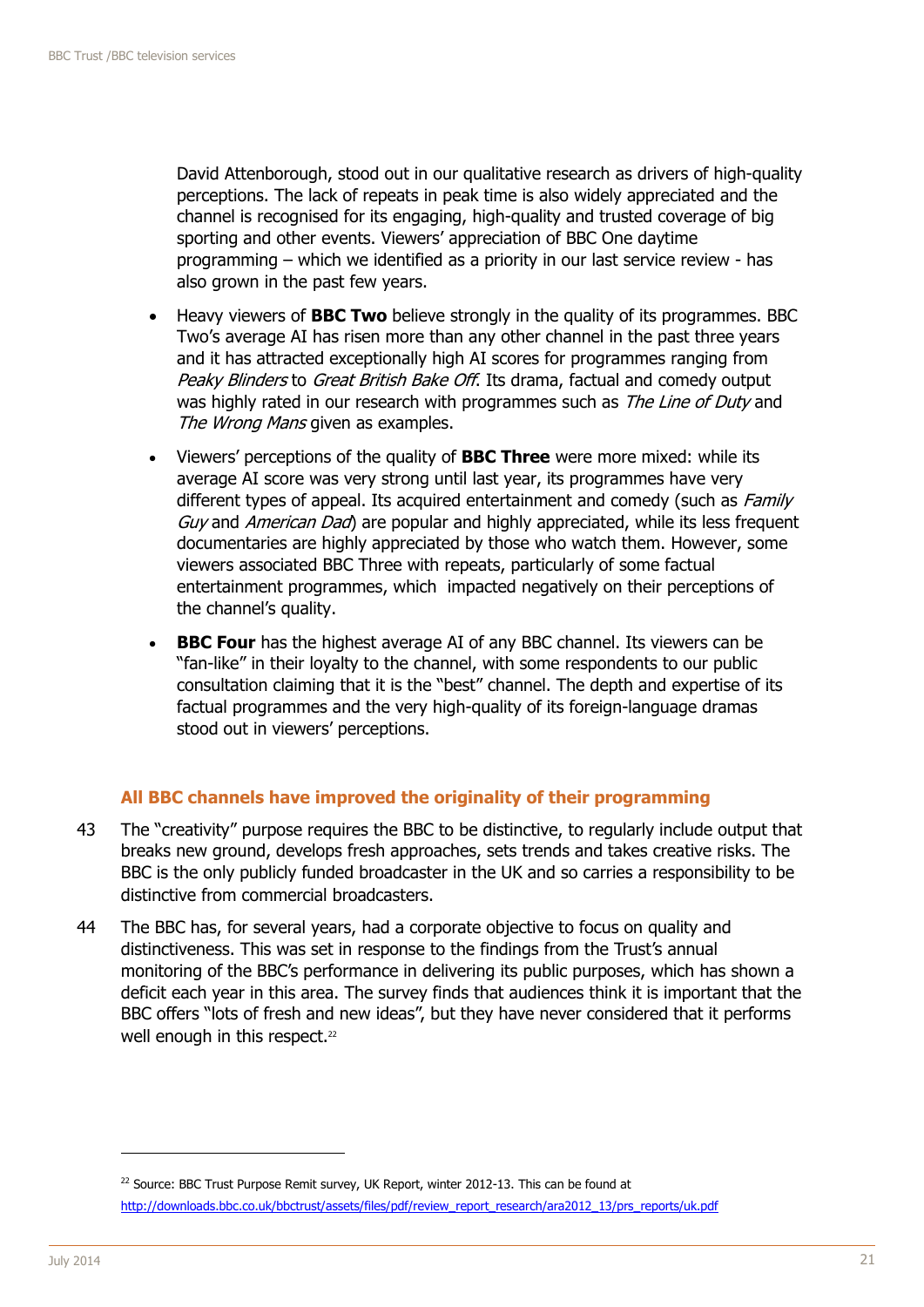David Attenborough, stood out in our qualitative research as drivers of high-quality perceptions. The lack of repeats in peak time is also widely appreciated and the channel is recognised for its engaging, high-quality and trusted coverage of big sporting and other events. Viewers' appreciation of BBC One daytime programming – which we identified as a priority in our last service review - has also grown in the past few years.

- Heavy viewers of **BBC Two** believe strongly in the quality of its programmes. BBC Two's average AI has risen more than any other channel in the past three years and it has attracted exceptionally high AI scores for programmes ranging from *Peaky Blinders* to *Great British Bake Off*. Its drama, factual and comedy output was highly rated in our research with programmes such as *The Line of Duty* and *The Wrong Mans* given as examples.
- Viewers' perceptions of the quality of **BBC Three** were more mixed: while its average AI score was very strong until last year, its programmes have very different types of appeal. Its acquired entertainment and comedy (such as *Family Guy* and *American Dad*) are popular and highly appreciated, while its less frequent documentaries are highly appreciated by those who watch them. However, some viewers associated BBC Three with repeats, particularly of some factual entertainment programmes, which impacted negatively on their perceptions of the channel's quality.
- **BBC Four** has the highest average AI of any BBC channel. Its viewers can be "fan-like" in their loyalty to the channel, with some respondents to our public consultation claiming that it is the "best" channel. The depth and expertise of its factual programmes and the very high-quality of its foreign-language dramas stood out in viewers' perceptions.

### All BBC channels have improved the originality of their programming

43 The "creativity" purpose requires the BBC to be distinctive, to regularly include output that breaks new ground, develops fresh approaches, sets trends and takes creative risks. The BBC is the only publicly funded broadcaster in the UK and so carries a responsibility to be distinctive from commercial broadcasters.

44 The BBC has, for several years, had a corporate objective to focus on quality and distinctiveness. This was set in response to the findings from the Trust's annual monitoring of the BBC's performance in delivering its public purposes, which has shown a deficit each year in this area. The survey finds that audiences think it is important that the BBC offers "lots of fresh and new ideas", but they have never considered that it performs well enough in this respect.[22]

---

[22] Source: BBC Trust Purpose Remit survey, UK Report, winter 2012-13. This can be found at http://downloads.bbc.co.uk/bbctrust/assets/files/pdf/review_report_research/ara2012_13/prs_reports/uk.pdf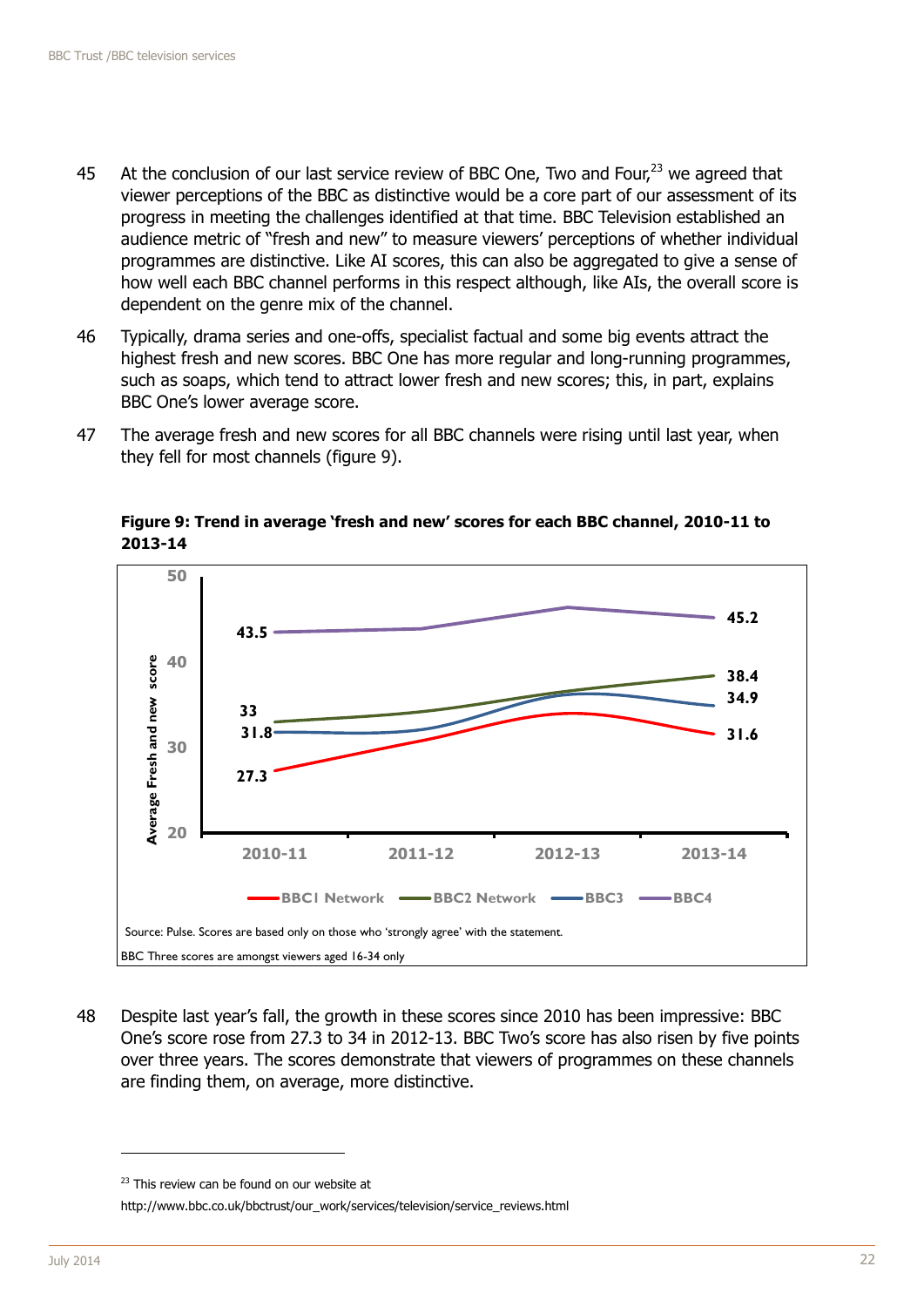45 At the conclusion of our last service review of BBC One, Two and Four,[23] we agreed that viewer perceptions of the BBC as distinctive would be a core part of our assessment of its progress in meeting the challenges identified at that time. BBC Television established an audience metric of "fresh and new" to measure viewers' perceptions of whether individual programmes are distinctive. Like AI scores, this can also be aggregated to give a sense of how well each BBC channel performs in this respect although, like AIs, the overall score is dependent on the genre mix of the channel.

46 Typically, drama series and one-offs, specialist factual and some big events attract the highest fresh and new scores. BBC One has more regular and long-running programmes, such as soaps, which tend to attract lower fresh and new scores; this, in part, explains BBC One's lower average score.

47 The average fresh and new scores for all BBC channels were rising until last year, when they fell for most channels (figure 9).

**Figure 9: Trend in average 'fresh and new' scores for each BBC channel, 2010-11 to 2013-14**

| Channel | 2010-11 | 2013-14 |
|---|---|---|
| BBC1 Network | 27.3 | 31.6 |
| BBC2 Network | 33 | 38.4 |
| BBC3 | 31.8 | 34.9 |
| BBC4 | 43.5 | 45.2 |

Source: Pulse. Scores are based only on those who 'strongly agree' with the statement.

BBC Three scores are amongst viewers aged 16-34 only

48 Despite last year's fall, the growth in these scores since 2010 has been impressive: BBC One's score rose from 27.3 to 34 in 2012-13. BBC Two's score has also risen by five points over three years. The scores demonstrate that viewers of programmes on these channels are finding them, on average, more distinctive.

[23] This review can be found on our website at http://www.bbc.co.uk/bbctrust/our_work/services/television/service_reviews.html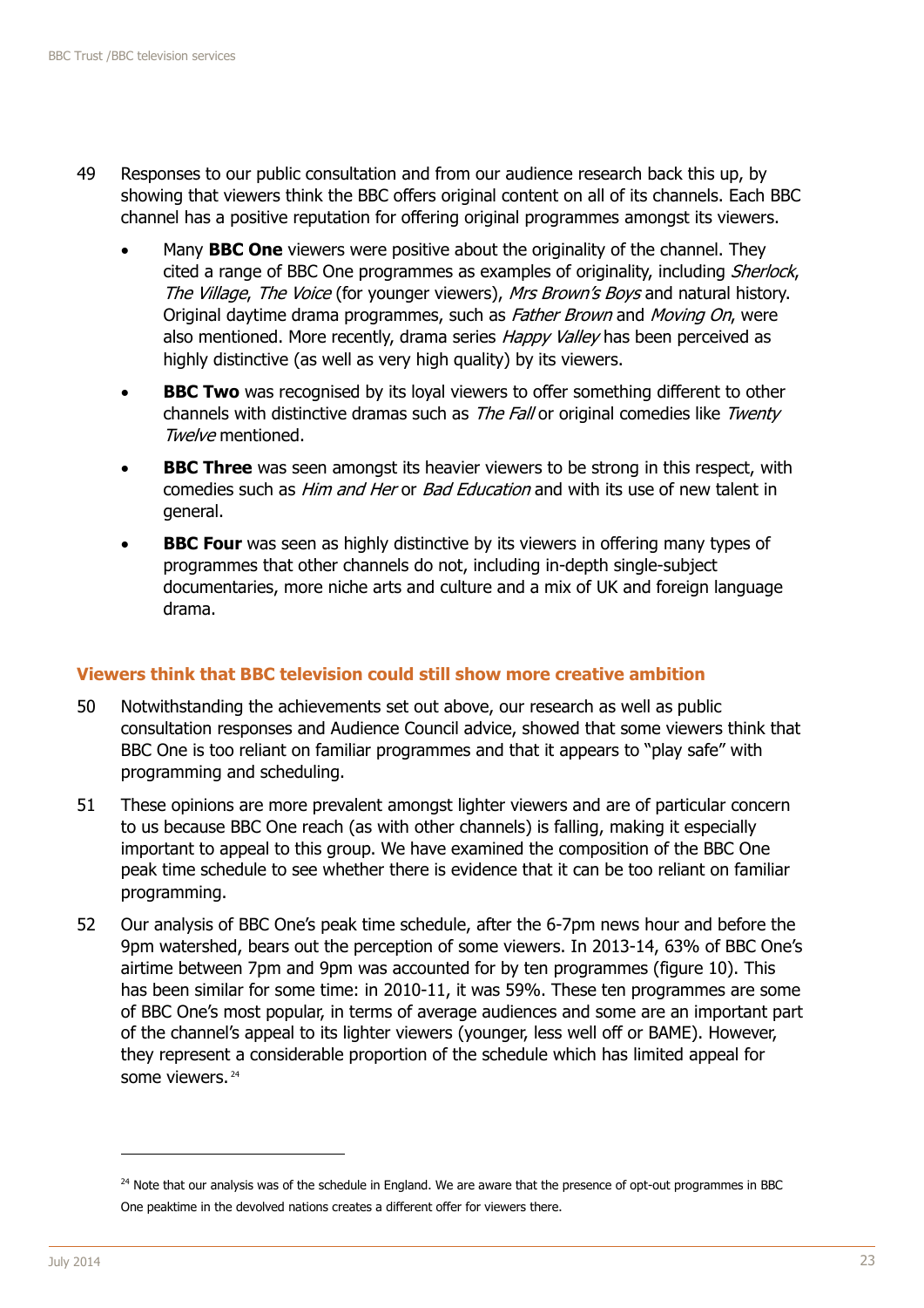49 Responses to our public consultation and from our audience research back this up, by showing that viewers think the BBC offers original content on all of its channels. Each BBC channel has a positive reputation for offering original programmes amongst its viewers.

- Many **BBC One** viewers were positive about the originality of the channel. They cited a range of BBC One programmes as examples of originality, including *Sherlock*, *The Village*, *The Voice* (for younger viewers), *Mrs Brown's Boys* and natural history. Original daytime drama programmes, such as *Father Brown* and *Moving On*, were also mentioned. More recently, drama series *Happy Valley* has been perceived as highly distinctive (as well as very high quality) by its viewers.
- **BBC Two** was recognised by its loyal viewers to offer something different to other channels with distinctive dramas such as *The Fall* or original comedies like *Twenty Twelve* mentioned.
- **BBC Three** was seen amongst its heavier viewers to be strong in this respect, with comedies such as *Him and Her* or *Bad Education* and with its use of new talent in general.
- **BBC Four** was seen as highly distinctive by its viewers in offering many types of programmes that other channels do not, including in-depth single-subject documentaries, more niche arts and culture and a mix of UK and foreign language drama.

### Viewers think that BBC television could still show more creative ambition

50 Notwithstanding the achievements set out above, our research as well as public consultation responses and Audience Council advice, showed that some viewers think that BBC One is too reliant on familiar programmes and that it appears to "play safe" with programming and scheduling.

51 These opinions are more prevalent amongst lighter viewers and are of particular concern to us because BBC One reach (as with other channels) is falling, making it especially important to appeal to this group. We have examined the composition of the BBC One peak time schedule to see whether there is evidence that it can be too reliant on familiar programming.

52 Our analysis of BBC One's peak time schedule, after the 6-7pm news hour and before the 9pm watershed, bears out the perception of some viewers. In 2013-14, 63% of BBC One's airtime between 7pm and 9pm was accounted for by ten programmes (figure 10). This has been similar for some time: in 2010-11, it was 59%. These ten programmes are some of BBC One's most popular, in terms of average audiences and some are an important part of the channel's appeal to its lighter viewers (younger, less well off or BAME). However, they represent a considerable proportion of the schedule which has limited appeal for some viewers.[24]

[24] Note that our analysis was of the schedule in England. We are aware that the presence of opt-out programmes in BBC One peaktime in the devolved nations creates a different offer for viewers there.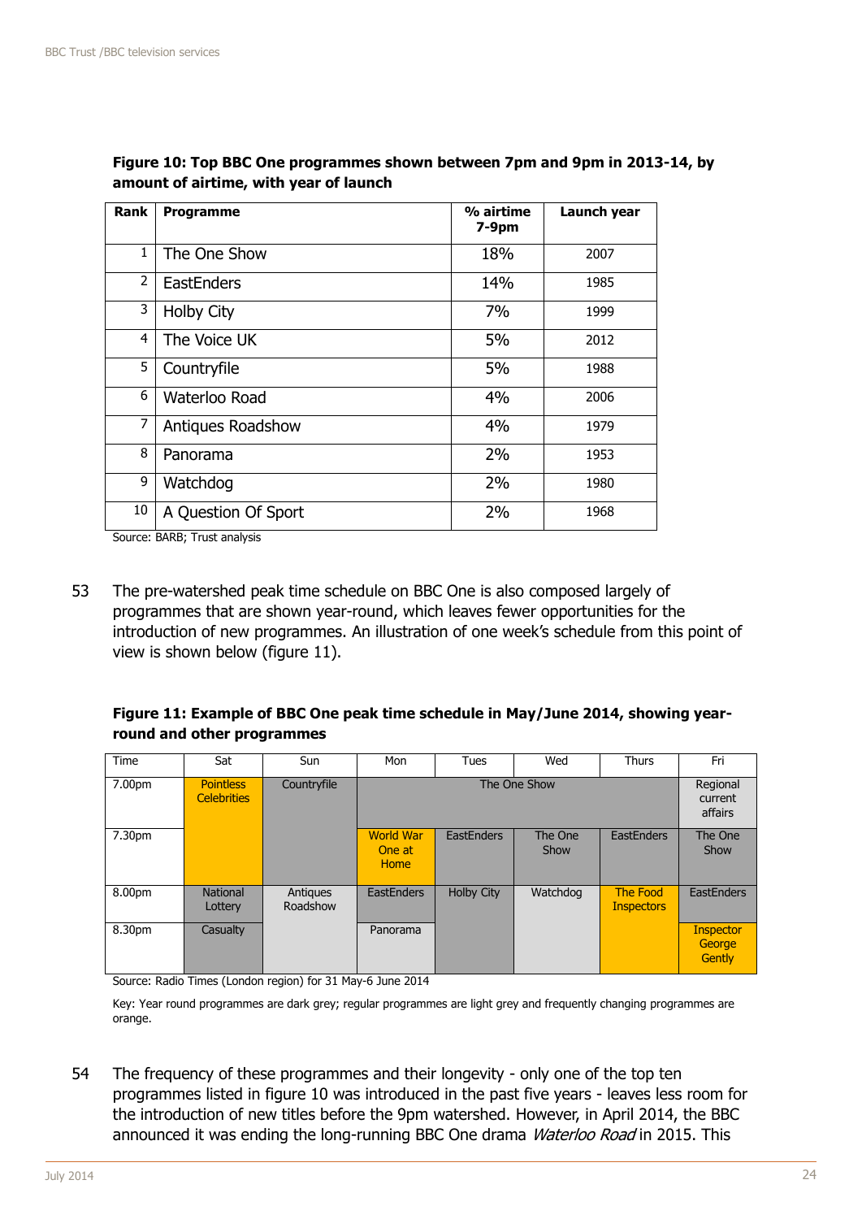**Figure 10: Top BBC One programmes shown between 7pm and 9pm in 2013-14, by amount of airtime, with year of launch**

| Rank | Programme | % airtime 7-9pm | Launch year |
|---|---|---|---|
| 1 | The One Show | 18% | 2007 |
| 2 | EastEnders | 14% | 1985 |
| 3 | Holby City | 7% | 1999 |
| 4 | The Voice UK | 5% | 2012 |
| 5 | Countryfile | 5% | 1988 |
| 6 | Waterloo Road | 4% | 2006 |
| 7 | Antiques Roadshow | 4% | 1979 |
| 8 | Panorama | 2% | 1953 |
| 9 | Watchdog | 2% | 1980 |
| 10 | A Question Of Sport | 2% | 1968 |

Source: BARB; Trust analysis

53 The pre-watershed peak time schedule on BBC One is also composed largely of programmes that are shown year-round, which leaves fewer opportunities for the introduction of new programmes. An illustration of one week's schedule from this point of view is shown below (figure 11).

**Figure 11: Example of BBC One peak time schedule in May/June 2014, showing year-round and other programmes**

| Time | Sat | Sun | Mon | Tues | Wed | Thurs | Fri |
|---|---|---|---|---|---|---|---|
| 7.00pm | Pointless Celebrities | Countryfile | The One Show | The One Show | The One Show | The One Show | Regional current affairs |
| 7.30pm | Pointless Celebrities | Countryfile | World War One at Home | EastEnders | The One Show | EastEnders | The One Show |
| 8.00pm | National Lottery | Antiques Roadshow | EastEnders | Holby City | Watchdog | The Food Inspectors | EastEnders |
| 8.30pm | Casualty | Antiques Roadshow | Panorama | Holby City | Watchdog | The Food Inspectors | Inspector George Gently |

Source: Radio Times (London region) for 31 May-6 June 2014

Key: Year round programmes are dark grey; regular programmes are light grey and frequently changing programmes are orange.

54 The frequency of these programmes and their longevity - only one of the top ten programmes listed in figure 10 was introduced in the past five years - leaves less room for the introduction of new titles before the 9pm watershed. However, in April 2014, the BBC announced it was ending the long-running BBC One drama *Waterloo Road* in 2015. This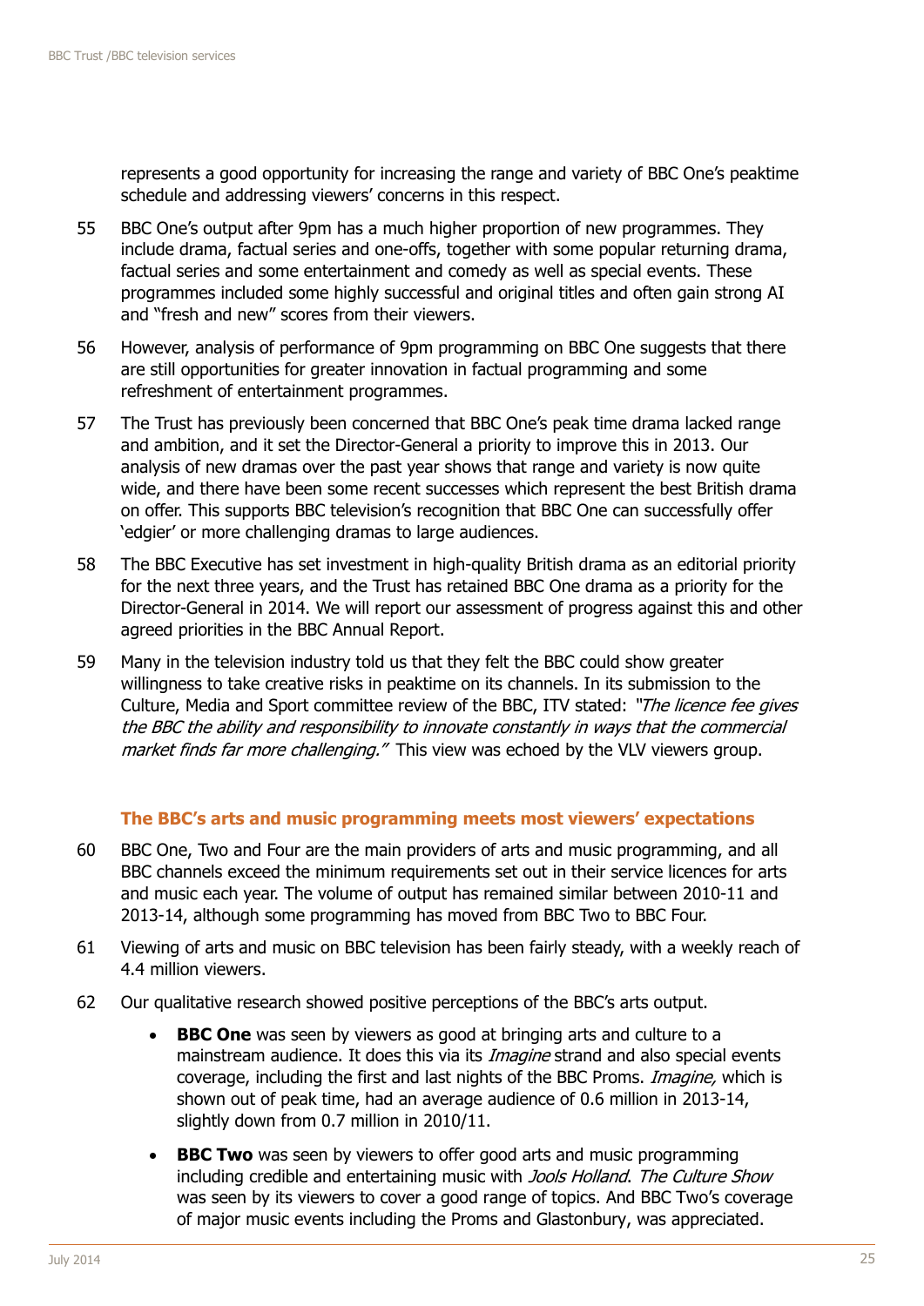represents a good opportunity for increasing the range and variety of BBC One's peaktime schedule and addressing viewers' concerns in this respect.

55 BBC One's output after 9pm has a much higher proportion of new programmes. They include drama, factual series and one-offs, together with some popular returning drama, factual series and some entertainment and comedy as well as special events. These programmes included some highly successful and original titles and often gain strong AI and "fresh and new" scores from their viewers.

56 However, analysis of performance of 9pm programming on BBC One suggests that there are still opportunities for greater innovation in factual programming and some refreshment of entertainment programmes.

57 The Trust has previously been concerned that BBC One's peak time drama lacked range and ambition, and it set the Director-General a priority to improve this in 2013. Our analysis of new dramas over the past year shows that range and variety is now quite wide, and there have been some recent successes which represent the best British drama on offer. This supports BBC television's recognition that BBC One can successfully offer 'edgier' or more challenging dramas to large audiences.

58 The BBC Executive has set investment in high-quality British drama as an editorial priority for the next three years, and the Trust has retained BBC One drama as a priority for the Director-General in 2014. We will report our assessment of progress against this and other agreed priorities in the BBC Annual Report.

59 Many in the television industry told us that they felt the BBC could show greater willingness to take creative risks in peaktime on its channels. In its submission to the Culture, Media and Sport committee review of the BBC, ITV stated: *"The licence fee gives the BBC the ability and responsibility to innovate constantly in ways that the commercial market finds far more challenging."* This view was echoed by the VLV viewers group.

### The BBC's arts and music programming meets most viewers' expectations

60 BBC One, Two and Four are the main providers of arts and music programming, and all BBC channels exceed the minimum requirements set out in their service licences for arts and music each year. The volume of output has remained similar between 2010-11 and 2013-14, although some programming has moved from BBC Two to BBC Four.

61 Viewing of arts and music on BBC television has been fairly steady, with a weekly reach of 4.4 million viewers.

62 Our qualitative research showed positive perceptions of the BBC's arts output.

- **BBC One** was seen by viewers as good at bringing arts and culture to a mainstream audience. It does this via its *Imagine* strand and also special events coverage, including the first and last nights of the BBC Proms. *Imagine,* which is shown out of peak time, had an average audience of 0.6 million in 2013-14, slightly down from 0.7 million in 2010/11.
- **BBC Two** was seen by viewers to offer good arts and music programming including credible and entertaining music with *Jools Holland*. *The Culture Show* was seen by its viewers to cover a good range of topics. And BBC Two's coverage of major music events including the Proms and Glastonbury, was appreciated.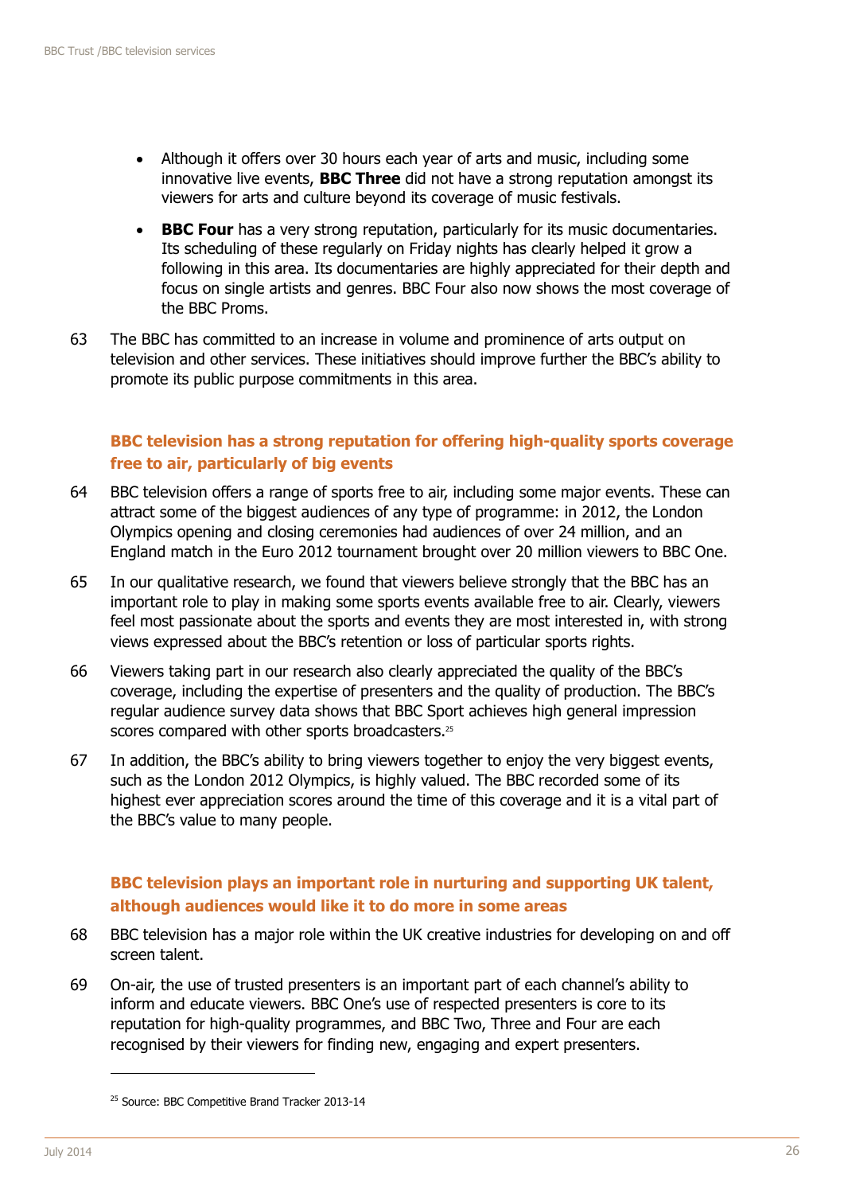- Although it offers over 30 hours each year of arts and music, including some innovative live events, **BBC Three** did not have a strong reputation amongst its viewers for arts and culture beyond its coverage of music festivals.
- **BBC Four** has a very strong reputation, particularly for its music documentaries. Its scheduling of these regularly on Friday nights has clearly helped it grow a following in this area. Its documentaries are highly appreciated for their depth and focus on single artists and genres. BBC Four also now shows the most coverage of the BBC Proms.

63 The BBC has committed to an increase in volume and prominence of arts output on television and other services. These initiatives should improve further the BBC's ability to promote its public purpose commitments in this area.

### BBC television has a strong reputation for offering high-quality sports coverage free to air, particularly of big events

64 BBC television offers a range of sports free to air, including some major events. These can attract some of the biggest audiences of any type of programme: in 2012, the London Olympics opening and closing ceremonies had audiences of over 24 million, and an England match in the Euro 2012 tournament brought over 20 million viewers to BBC One.

65 In our qualitative research, we found that viewers believe strongly that the BBC has an important role to play in making some sports events available free to air. Clearly, viewers feel most passionate about the sports and events they are most interested in, with strong views expressed about the BBC's retention or loss of particular sports rights.

66 Viewers taking part in our research also clearly appreciated the quality of the BBC's coverage, including the expertise of presenters and the quality of production. The BBC's regular audience survey data shows that BBC Sport achieves high general impression scores compared with other sports broadcasters.[25]

67 In addition, the BBC's ability to bring viewers together to enjoy the very biggest events, such as the London 2012 Olympics, is highly valued. The BBC recorded some of its highest ever appreciation scores around the time of this coverage and it is a vital part of the BBC's value to many people.

### BBC television plays an important role in nurturing and supporting UK talent, although audiences would like it to do more in some areas

68 BBC television has a major role within the UK creative industries for developing on and off screen talent.

69 On-air, the use of trusted presenters is an important part of each channel's ability to inform and educate viewers. BBC One's use of respected presenters is core to its reputation for high-quality programmes, and BBC Two, Three and Four are each recognised by their viewers for finding new, engaging and expert presenters.

---

[25] Source: BBC Competitive Brand Tracker 2013-14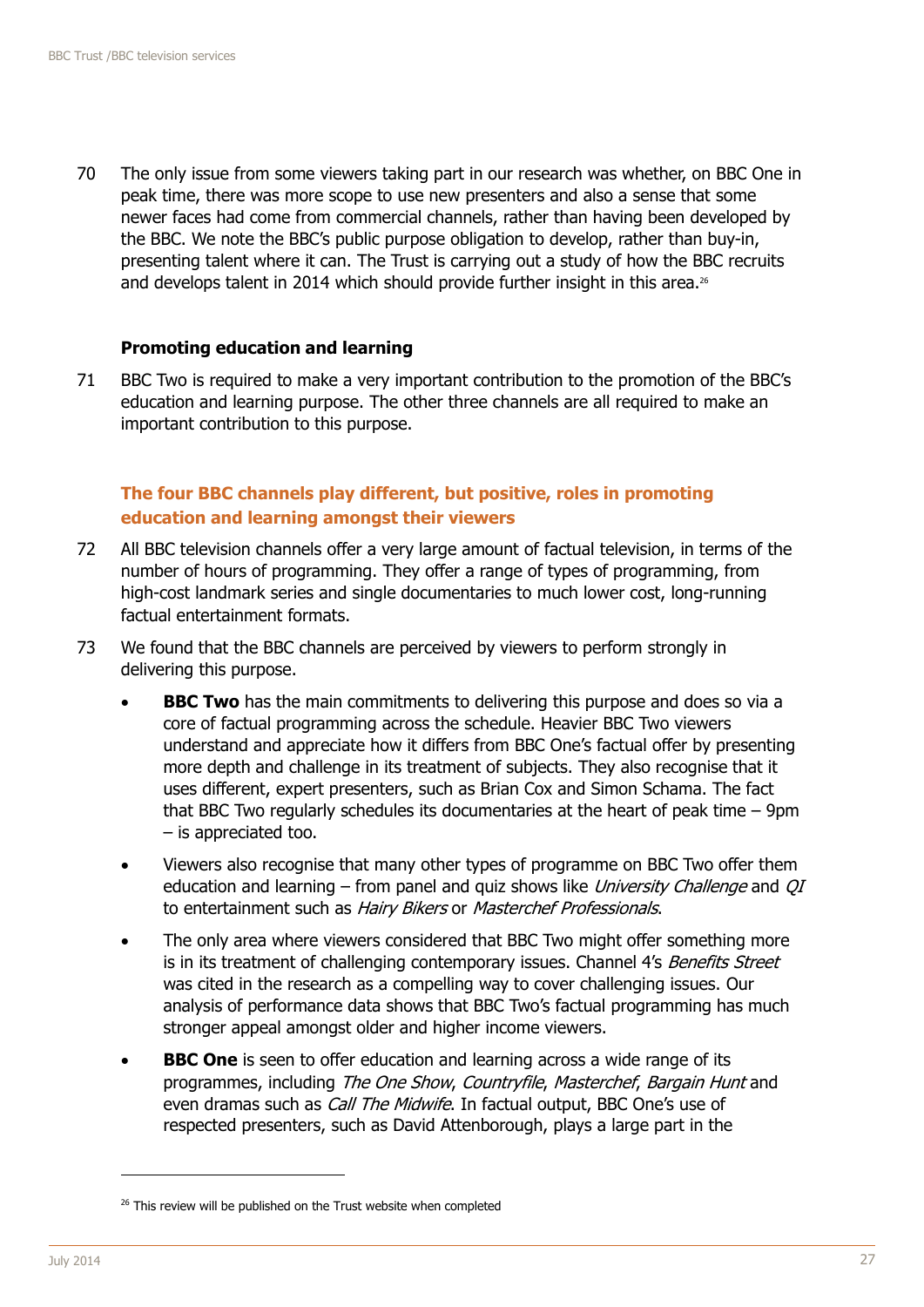70 The only issue from some viewers taking part in our research was whether, on BBC One in peak time, there was more scope to use new presenters and also a sense that some newer faces had come from commercial channels, rather than having been developed by the BBC. We note the BBC's public purpose obligation to develop, rather than buy-in, presenting talent where it can. The Trust is carrying out a study of how the BBC recruits and develops talent in 2014 which should provide further insight in this area.[26]

**Promoting education and learning**

71 BBC Two is required to make a very important contribution to the promotion of the BBC's education and learning purpose. The other three channels are all required to make an important contribution to this purpose.

### The four BBC channels play different, but positive, roles in promoting education and learning amongst their viewers

72 All BBC television channels offer a very large amount of factual television, in terms of the number of hours of programming. They offer a range of types of programming, from high-cost landmark series and single documentaries to much lower cost, long-running factual entertainment formats.

73 We found that the BBC channels are perceived by viewers to perform strongly in delivering this purpose.

- **BBC Two** has the main commitments to delivering this purpose and does so via a core of factual programming across the schedule. Heavier BBC Two viewers understand and appreciate how it differs from BBC One's factual offer by presenting more depth and challenge in its treatment of subjects. They also recognise that it uses different, expert presenters, such as Brian Cox and Simon Schama. The fact that BBC Two regularly schedules its documentaries at the heart of peak time – 9pm – is appreciated too.
- Viewers also recognise that many other types of programme on BBC Two offer them education and learning – from panel and quiz shows like *University Challenge* and *QI* to entertainment such as *Hairy Bikers* or *Masterchef Professionals*.
- The only area where viewers considered that BBC Two might offer something more is in its treatment of challenging contemporary issues. Channel 4's *Benefits Street* was cited in the research as a compelling way to cover challenging issues. Our analysis of performance data shows that BBC Two's factual programming has much stronger appeal amongst older and higher income viewers.
- **BBC One** is seen to offer education and learning across a wide range of its programmes, including *The One Show*, *Countryfile*, *Masterchef*, *Bargain Hunt* and even dramas such as *Call The Midwife*. In factual output, BBC One's use of respected presenters, such as David Attenborough, plays a large part in the

[26] This review will be published on the Trust website when completed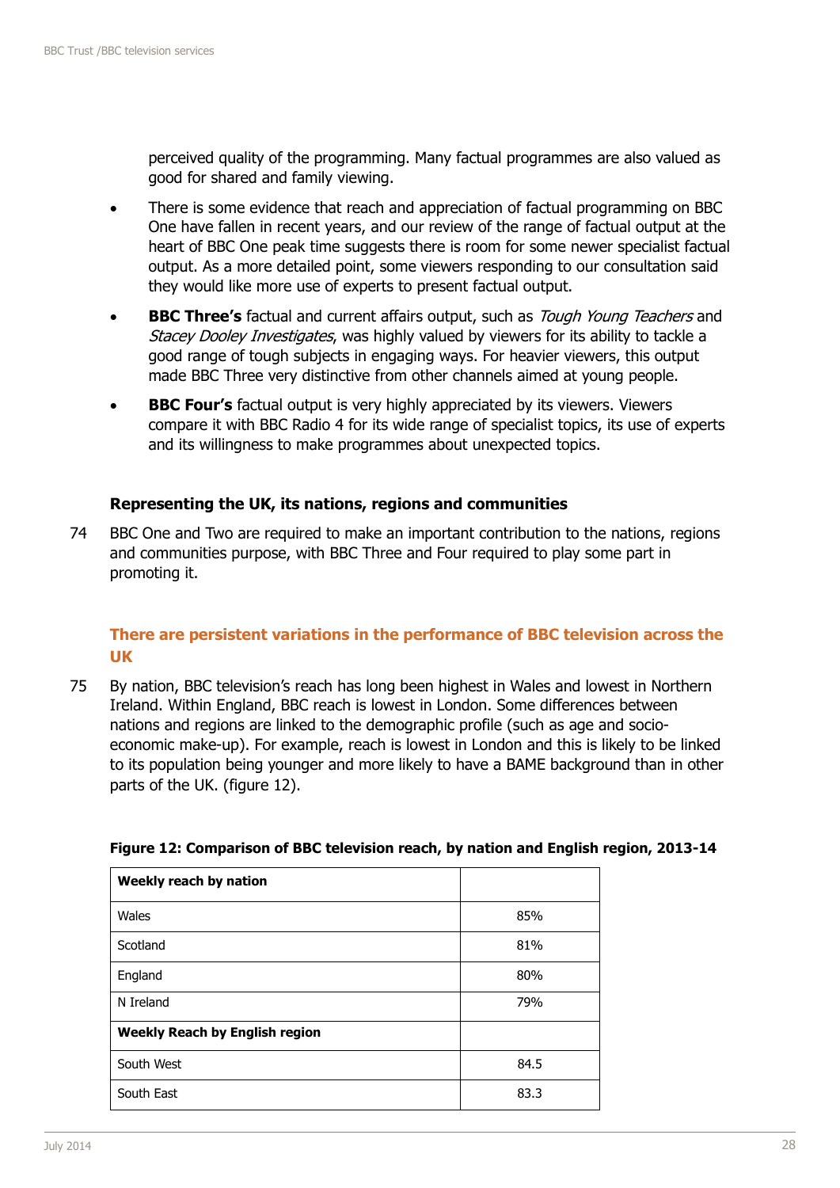perceived quality of the programming. Many factual programmes are also valued as good for shared and family viewing.

- There is some evidence that reach and appreciation of factual programming on BBC One have fallen in recent years, and our review of the range of factual output at the heart of BBC One peak time suggests there is room for some newer specialist factual output. As a more detailed point, some viewers responding to our consultation said they would like more use of experts to present factual output.
- **BBC Three's** factual and current affairs output, such as *Tough Young Teachers* and *Stacey Dooley Investigates*, was highly valued by viewers for its ability to tackle a good range of tough subjects in engaging ways. For heavier viewers, this output made BBC Three very distinctive from other channels aimed at young people.
- **BBC Four's** factual output is very highly appreciated by its viewers. Viewers compare it with BBC Radio 4 for its wide range of specialist topics, its use of experts and its willingness to make programmes about unexpected topics.

#### Representing the UK, its nations, regions and communities

74 BBC One and Two are required to make an important contribution to the nations, regions and communities purpose, with BBC Three and Four required to play some part in promoting it.

### There are persistent variations in the performance of BBC television across the UK

75 By nation, BBC television's reach has long been highest in Wales and lowest in Northern Ireland. Within England, BBC reach is lowest in London. Some differences between nations and regions are linked to the demographic profile (such as age and socio-economic make-up). For example, reach is lowest in London and this is likely to be linked to its population being younger and more likely to have a BAME background than in other parts of the UK. (figure 12).

**Figure 12: Comparison of BBC television reach, by nation and English region, 2013-14**

| **Weekly reach by nation** | |
|---|---|
| Wales | 85% |
| Scotland | 81% |
| England | 80% |
| N Ireland | 79% |
| **Weekly Reach by English region** | |
| South West | 84.5 |
| South East | 83.3 |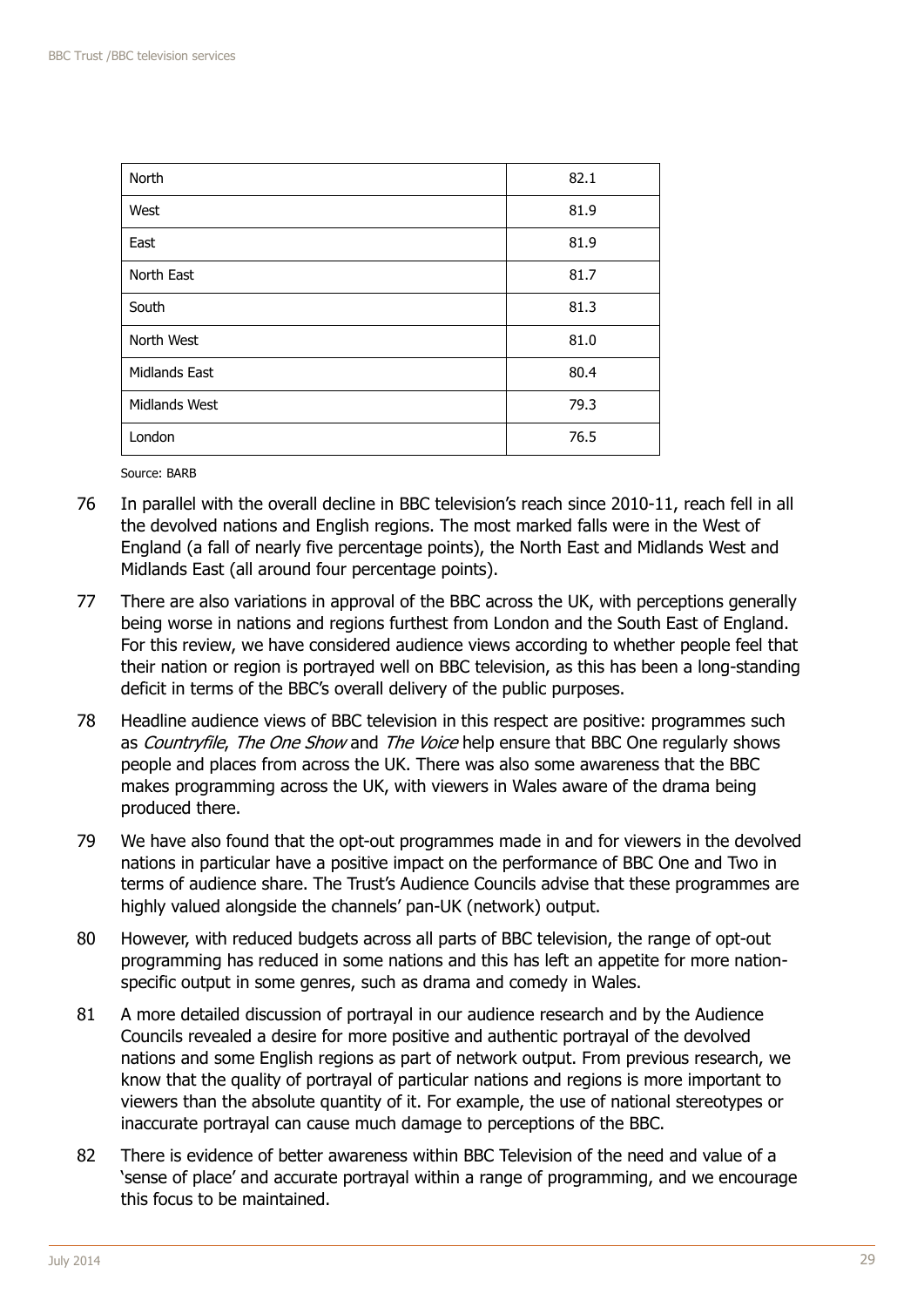| North | 82.1 |
|---|---|
| West | 81.9 |
| East | 81.9 |
| North East | 81.7 |
| South | 81.3 |
| North West | 81.0 |
| Midlands East | 80.4 |
| Midlands West | 79.3 |
| London | 76.5 |

Source: BARB

76 In parallel with the overall decline in BBC television's reach since 2010-11, reach fell in all the devolved nations and English regions. The most marked falls were in the West of England (a fall of nearly five percentage points), the North East and Midlands West and Midlands East (all around four percentage points).

77 There are also variations in approval of the BBC across the UK, with perceptions generally being worse in nations and regions furthest from London and the South East of England. For this review, we have considered audience views according to whether people feel that their nation or region is portrayed well on BBC television, as this has been a long-standing deficit in terms of the BBC's overall delivery of the public purposes.

78 Headline audience views of BBC television in this respect are positive: programmes such as *Countryfile*, *The One Show* and *The Voice* help ensure that BBC One regularly shows people and places from across the UK. There was also some awareness that the BBC makes programming across the UK, with viewers in Wales aware of the drama being produced there.

79 We have also found that the opt-out programmes made in and for viewers in the devolved nations in particular have a positive impact on the performance of BBC One and Two in terms of audience share. The Trust's Audience Councils advise that these programmes are highly valued alongside the channels' pan-UK (network) output.

80 However, with reduced budgets across all parts of BBC television, the range of opt-out programming has reduced in some nations and this has left an appetite for more nation-specific output in some genres, such as drama and comedy in Wales.

81 A more detailed discussion of portrayal in our audience research and by the Audience Councils revealed a desire for more positive and authentic portrayal of the devolved nations and some English regions as part of network output. From previous research, we know that the quality of portrayal of particular nations and regions is more important to viewers than the absolute quantity of it. For example, the use of national stereotypes or inaccurate portrayal can cause much damage to perceptions of the BBC.

82 There is evidence of better awareness within BBC Television of the need and value of a 'sense of place' and accurate portrayal within a range of programming, and we encourage this focus to be maintained.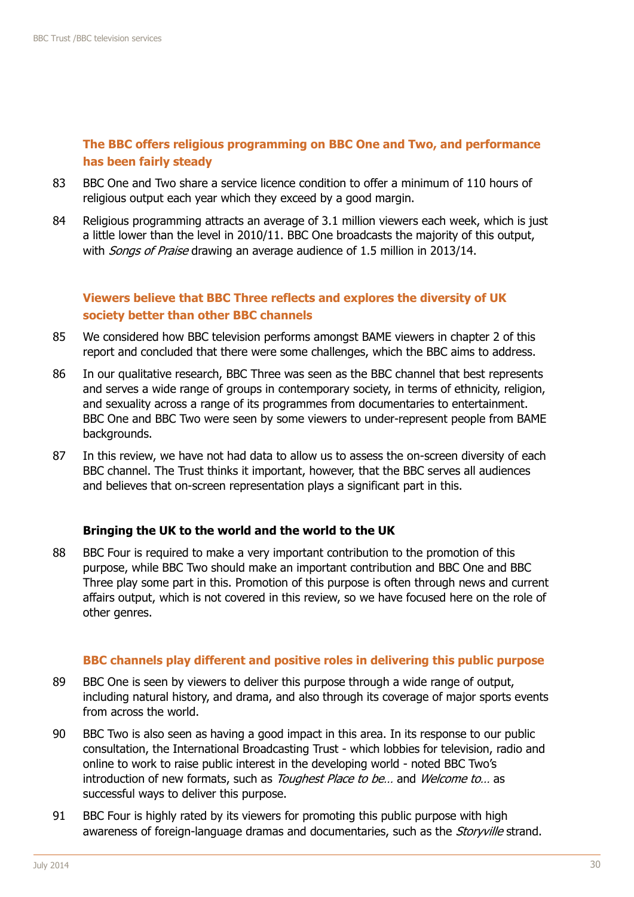### The BBC offers religious programming on BBC One and Two, and performance has been fairly steady

83 BBC One and Two share a service licence condition to offer a minimum of 110 hours of religious output each year which they exceed by a good margin.

84 Religious programming attracts an average of 3.1 million viewers each week, which is just a little lower than the level in 2010/11. BBC One broadcasts the majority of this output, with *Songs of Praise* drawing an average audience of 1.5 million in 2013/14.

### Viewers believe that BBC Three reflects and explores the diversity of UK society better than other BBC channels

85 We considered how BBC television performs amongst BAME viewers in chapter 2 of this report and concluded that there were some challenges, which the BBC aims to address.

86 In our qualitative research, BBC Three was seen as the BBC channel that best represents and serves a wide range of groups in contemporary society, in terms of ethnicity, religion, and sexuality across a range of its programmes from documentaries to entertainment. BBC One and BBC Two were seen by some viewers to under-represent people from BAME backgrounds.

87 In this review, we have not had data to allow us to assess the on-screen diversity of each BBC channel. The Trust thinks it important, however, that the BBC serves all audiences and believes that on-screen representation plays a significant part in this.

## Bringing the UK to the world and the world to the UK

88 BBC Four is required to make a very important contribution to the promotion of this purpose, while BBC Two should make an important contribution and BBC One and BBC Three play some part in this. Promotion of this purpose is often through news and current affairs output, which is not covered in this review, so we have focused here on the role of other genres.

### BBC channels play different and positive roles in delivering this public purpose

89 BBC One is seen by viewers to deliver this purpose through a wide range of output, including natural history, and drama, and also through its coverage of major sports events from across the world.

90 BBC Two is also seen as having a good impact in this area. In its response to our public consultation, the International Broadcasting Trust - which lobbies for television, radio and online to work to raise public interest in the developing world - noted BBC Two's introduction of new formats, such as *Toughest Place to be…* and *Welcome to…* as successful ways to deliver this purpose.

91 BBC Four is highly rated by its viewers for promoting this public purpose with high awareness of foreign-language dramas and documentaries, such as the *Storyville* strand.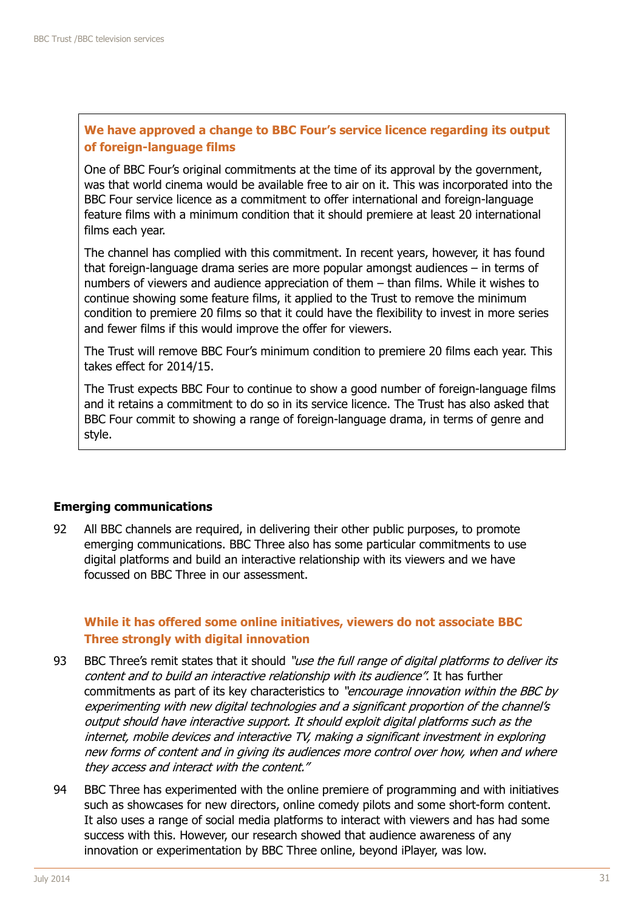**We have approved a change to BBC Four's service licence regarding its output of foreign-language films**

One of BBC Four's original commitments at the time of its approval by the government, was that world cinema would be available free to air on it. This was incorporated into the BBC Four service licence as a commitment to offer international and foreign-language feature films with a minimum condition that it should premiere at least 20 international films each year.

The channel has complied with this commitment. In recent years, however, it has found that foreign-language drama series are more popular amongst audiences – in terms of numbers of viewers and audience appreciation of them – than films. While it wishes to continue showing some feature films, it applied to the Trust to remove the minimum condition to premiere 20 films so that it could have the flexibility to invest in more series and fewer films if this would improve the offer for viewers.

The Trust will remove BBC Four's minimum condition to premiere 20 films each year. This takes effect for 2014/15.

The Trust expects BBC Four to continue to show a good number of foreign-language films and it retains a commitment to do so in its service licence. The Trust has also asked that BBC Four commit to showing a range of foreign-language drama, in terms of genre and style.

### Emerging communications

92 All BBC channels are required, in delivering their other public purposes, to promote emerging communications. BBC Three also has some particular commitments to use digital platforms and build an interactive relationship with its viewers and we have focussed on BBC Three in our assessment.

**While it has offered some online initiatives, viewers do not associate BBC Three strongly with digital innovation**

93 BBC Three's remit states that it should *"use the full range of digital platforms to deliver its content and to build an interactive relationship with its audience"*. It has further commitments as part of its key characteristics to *"encourage innovation within the BBC by experimenting with new digital technologies and a significant proportion of the channel's output should have interactive support. It should exploit digital platforms such as the internet, mobile devices and interactive TV, making a significant investment in exploring new forms of content and in giving its audiences more control over how, when and where they access and interact with the content."*

94 BBC Three has experimented with the online premiere of programming and with initiatives such as showcases for new directors, online comedy pilots and some short-form content. It also uses a range of social media platforms to interact with viewers and has had some success with this. However, our research showed that audience awareness of any innovation or experimentation by BBC Three online, beyond iPlayer, was low.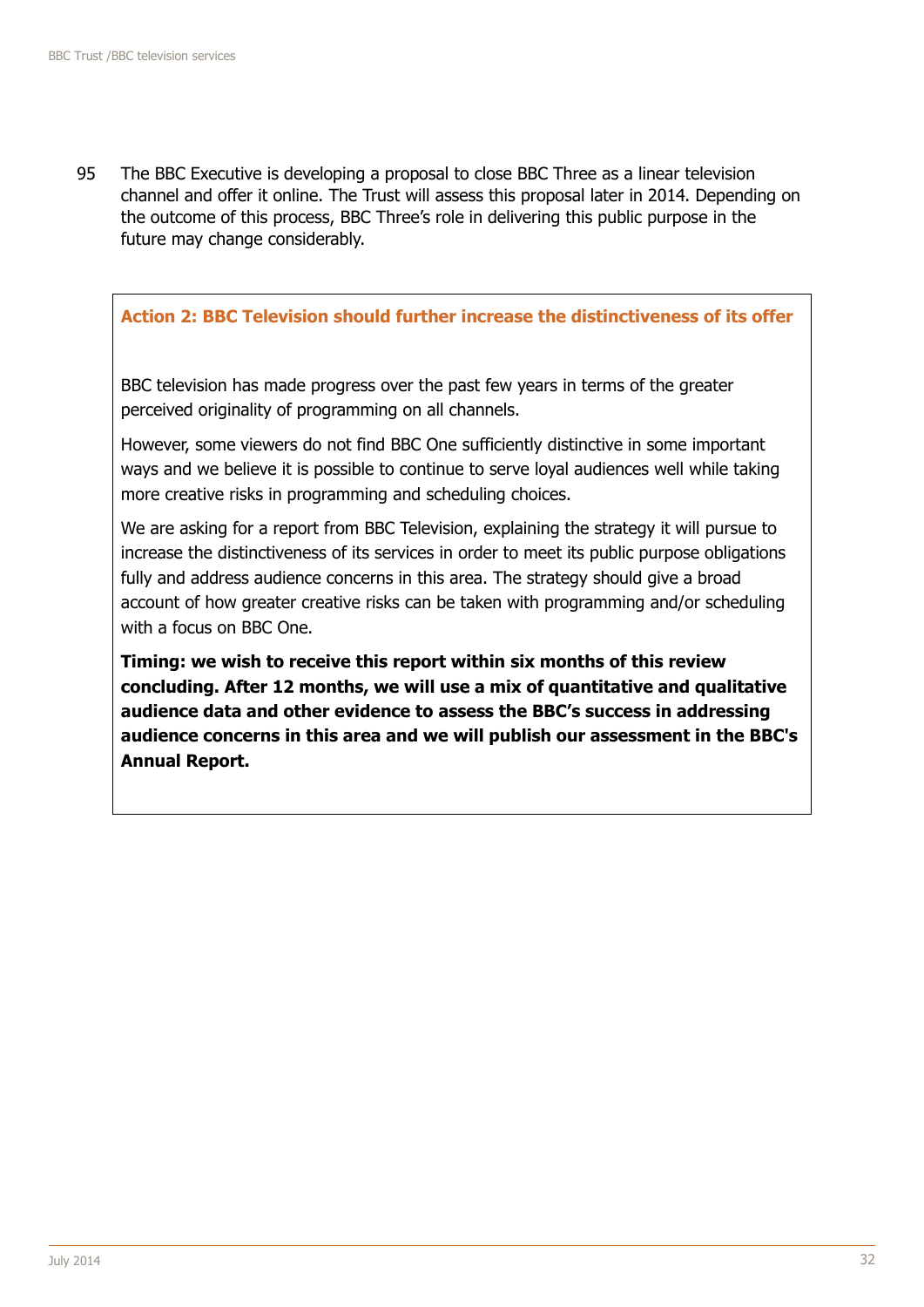95 The BBC Executive is developing a proposal to close BBC Three as a linear television channel and offer it online. The Trust will assess this proposal later in 2014. Depending on the outcome of this process, BBC Three's role in delivering this public purpose in the future may change considerably.

### Action 2: BBC Television should further increase the distinctiveness of its offer

BBC television has made progress over the past few years in terms of the greater perceived originality of programming on all channels.

However, some viewers do not find BBC One sufficiently distinctive in some important ways and we believe it is possible to continue to serve loyal audiences well while taking more creative risks in programming and scheduling choices.

We are asking for a report from BBC Television, explaining the strategy it will pursue to increase the distinctiveness of its services in order to meet its public purpose obligations fully and address audience concerns in this area. The strategy should give a broad account of how greater creative risks can be taken with programming and/or scheduling with a focus on BBC One.

**Timing: we wish to receive this report within six months of this review concluding. After 12 months, we will use a mix of quantitative and qualitative audience data and other evidence to assess the BBC's success in addressing audience concerns in this area and we will publish our assessment in the BBC's Annual Report.**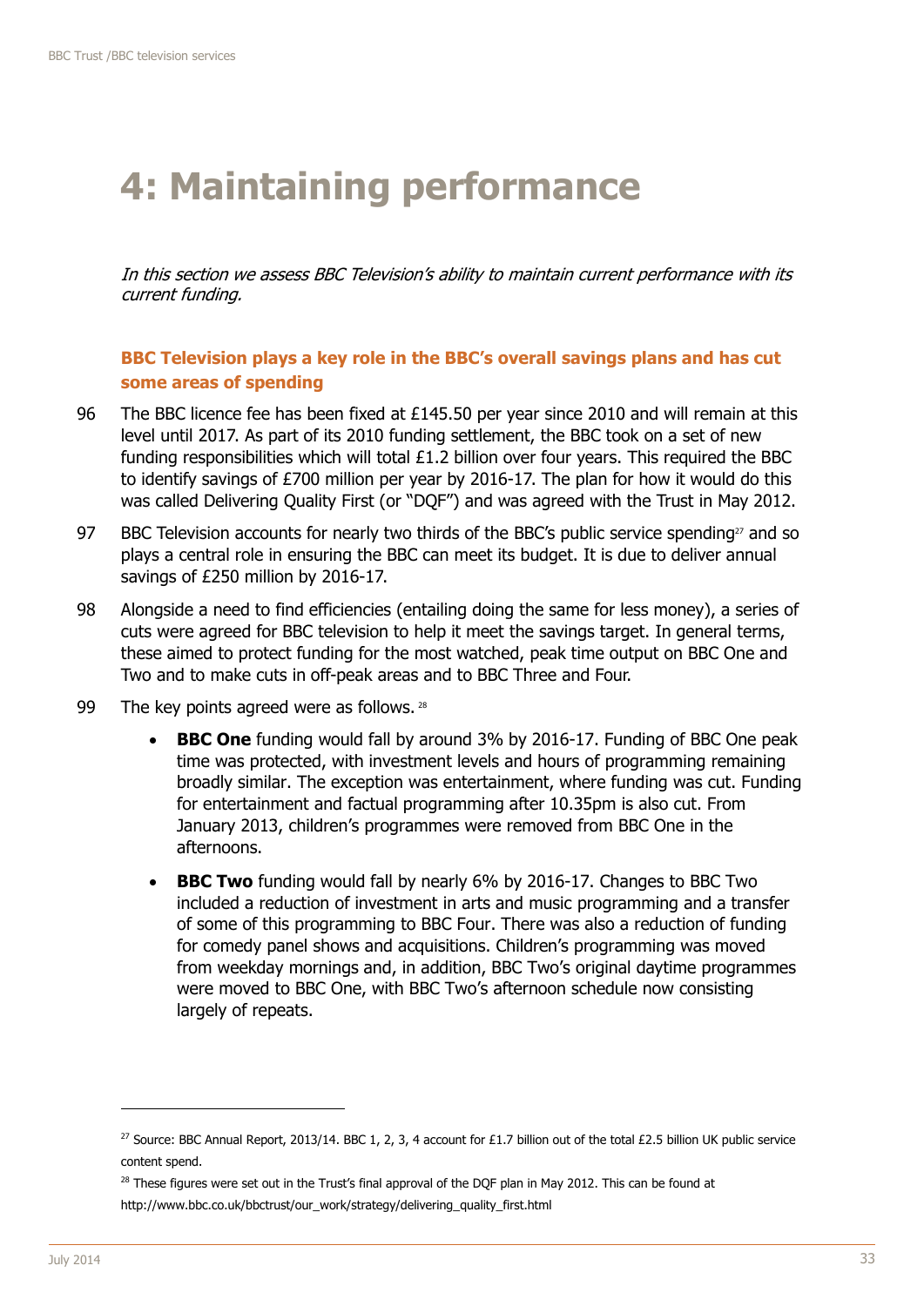# 4: Maintaining performance

*In this section we assess BBC Television's ability to maintain current performance with its current funding.*

### BBC Television plays a key role in the BBC's overall savings plans and has cut some areas of spending

96 The BBC licence fee has been fixed at £145.50 per year since 2010 and will remain at this level until 2017. As part of its 2010 funding settlement, the BBC took on a set of new funding responsibilities which will total £1.2 billion over four years. This required the BBC to identify savings of £700 million per year by 2016-17. The plan for how it would do this was called Delivering Quality First (or "DQF") and was agreed with the Trust in May 2012.

97 BBC Television accounts for nearly two thirds of the BBC's public service spending[27] and so plays a central role in ensuring the BBC can meet its budget. It is due to deliver annual savings of £250 million by 2016-17.

98 Alongside a need to find efficiencies (entailing doing the same for less money), a series of cuts were agreed for BBC television to help it meet the savings target. In general terms, these aimed to protect funding for the most watched, peak time output on BBC One and Two and to make cuts in off-peak areas and to BBC Three and Four.

99 The key points agreed were as follows. [28]

- **BBC One** funding would fall by around 3% by 2016-17. Funding of BBC One peak time was protected, with investment levels and hours of programming remaining broadly similar. The exception was entertainment, where funding was cut. Funding for entertainment and factual programming after 10.35pm is also cut. From January 2013, children's programmes were removed from BBC One in the afternoons.
- **BBC Two** funding would fall by nearly 6% by 2016-17. Changes to BBC Two included a reduction of investment in arts and music programming and a transfer of some of this programming to BBC Four. There was also a reduction of funding for comedy panel shows and acquisitions. Children's programming was moved from weekday mornings and, in addition, BBC Two's original daytime programmes were moved to BBC One, with BBC Two's afternoon schedule now consisting largely of repeats.

---

[27] Source: BBC Annual Report, 2013/14. BBC 1, 2, 3, 4 account for £1.7 billion out of the total £2.5 billion UK public service content spend.

[28] These figures were set out in the Trust's final approval of the DQF plan in May 2012. This can be found at http://www.bbc.co.uk/bbctrust/our_work/strategy/delivering_quality_first.html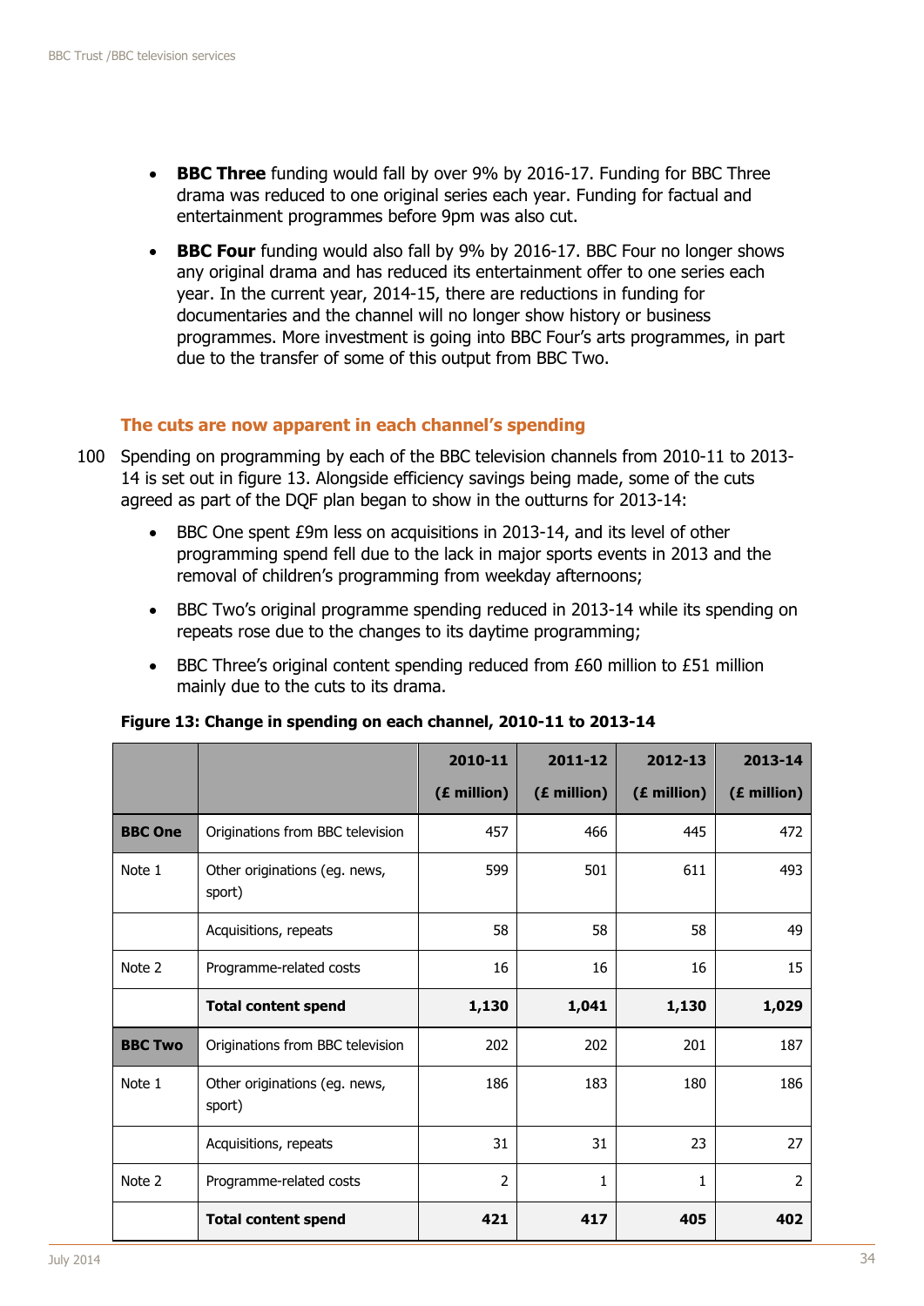- **BBC Three** funding would fall by over 9% by 2016-17. Funding for BBC Three drama was reduced to one original series each year. Funding for factual and entertainment programmes before 9pm was also cut.
- **BBC Four** funding would also fall by 9% by 2016-17. BBC Four no longer shows any original drama and has reduced its entertainment offer to one series each year. In the current year, 2014-15, there are reductions in funding for documentaries and the channel will no longer show history or business programmes. More investment is going into BBC Four's arts programmes, in part due to the transfer of some of this output from BBC Two.

### The cuts are now apparent in each channel's spending

100 Spending on programming by each of the BBC television channels from 2010-11 to 2013-14 is set out in figure 13. Alongside efficiency savings being made, some of the cuts agreed as part of the DQF plan began to show in the outturns for 2013-14:

- BBC One spent £9m less on acquisitions in 2013-14, and its level of other programming spend fell due to the lack in major sports events in 2013 and the removal of children's programming from weekday afternoons;
- BBC Two's original programme spending reduced in 2013-14 while its spending on repeats rose due to the changes to its daytime programming;
- BBC Three's original content spending reduced from £60 million to £51 million mainly due to the cuts to its drama.

**Figure 13: Change in spending on each channel, 2010-11 to 2013-14**

| | | 2010-11 (£ million) | 2011-12 (£ million) | 2012-13 (£ million) | 2013-14 (£ million) |
|---|---|---|---|---|---|
| **BBC One** | Originations from BBC television | 457 | 466 | 445 | 472 |
| Note 1 | Other originations (eg. news, sport) | 599 | 501 | 611 | 493 |
| | Acquisitions, repeats | 58 | 58 | 58 | 49 |
| Note 2 | Programme-related costs | 16 | 16 | 16 | 15 |
| | **Total content spend** | **1,130** | **1,041** | **1,130** | **1,029** |
| **BBC Two** | Originations from BBC television | 202 | 202 | 201 | 187 |
| Note 1 | Other originations (eg. news, sport) | 186 | 183 | 180 | 186 |
| | Acquisitions, repeats | 31 | 31 | 23 | 27 |
| Note 2 | Programme-related costs | 2 | 1 | 1 | 2 |
| | **Total content spend** | **421** | **417** | **405** | **402** |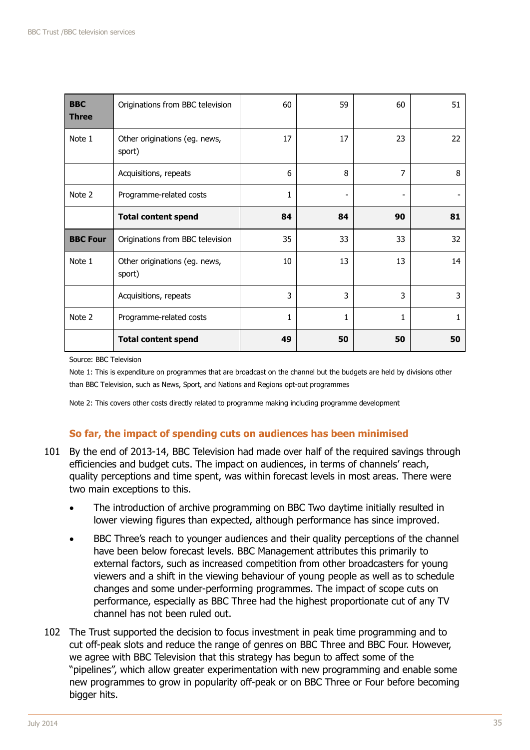| | | | | | |
|---|---|---|---|---|---|
| **BBC Three** | Originations from BBC television | 60 | 59 | 60 | 51 |
| Note 1 | Other originations (eg. news, sport) | 17 | 17 | 23 | 22 |
| | Acquisitions, repeats | 6 | 8 | 7 | 8 |
| Note 2 | Programme-related costs | 1 | - | - | - |
| | **Total content spend** | **84** | **84** | **90** | **81** |
| **BBC Four** | Originations from BBC television | 35 | 33 | 33 | 32 |
| Note 1 | Other originations (eg. news, sport) | 10 | 13 | 13 | 14 |
| | Acquisitions, repeats | 3 | 3 | 3 | 3 |
| Note 2 | Programme-related costs | 1 | 1 | 1 | 1 |
| | **Total content spend** | **49** | **50** | **50** | **50** |

Source: BBC Television

Note 1: This is expenditure on programmes that are broadcast on the channel but the budgets are held by divisions other than BBC Television, such as News, Sport, and Nations and Regions opt-out programmes

Note 2: This covers other costs directly related to programme making including programme development

### So far, the impact of spending cuts on audiences has been minimised

101 By the end of 2013-14, BBC Television had made over half of the required savings through efficiencies and budget cuts. The impact on audiences, in terms of channels' reach, quality perceptions and time spent, was within forecast levels in most areas. There were two main exceptions to this.

- The introduction of archive programming on BBC Two daytime initially resulted in lower viewing figures than expected, although performance has since improved.
- BBC Three's reach to younger audiences and their quality perceptions of the channel have been below forecast levels. BBC Management attributes this primarily to external factors, such as increased competition from other broadcasters for young viewers and a shift in the viewing behaviour of young people as well as to schedule changes and some under-performing programmes. The impact of scope cuts on performance, especially as BBC Three had the highest proportionate cut of any TV channel has not been ruled out.

102 The Trust supported the decision to focus investment in peak time programming and to cut off-peak slots and reduce the range of genres on BBC Three and BBC Four. However, we agree with BBC Television that this strategy has begun to affect some of the "pipelines", which allow greater experimentation with new programming and enable some new programmes to grow in popularity off-peak or on BBC Three or Four before becoming bigger hits.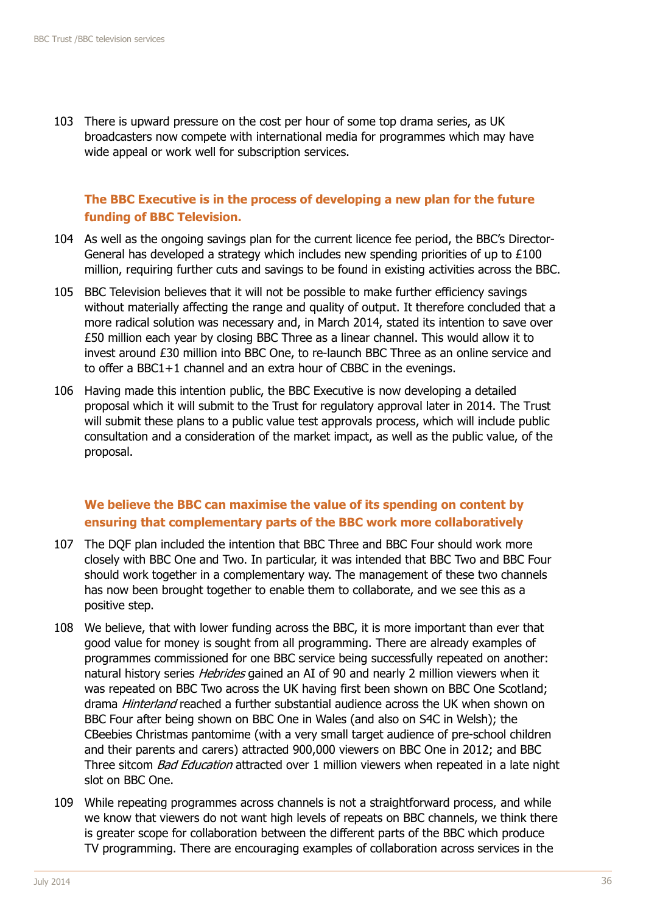103 There is upward pressure on the cost per hour of some top drama series, as UK broadcasters now compete with international media for programmes which may have wide appeal or work well for subscription services.

### The BBC Executive is in the process of developing a new plan for the future funding of BBC Television.

104 As well as the ongoing savings plan for the current licence fee period, the BBC's Director-General has developed a strategy which includes new spending priorities of up to £100 million, requiring further cuts and savings to be found in existing activities across the BBC.

105 BBC Television believes that it will not be possible to make further efficiency savings without materially affecting the range and quality of output. It therefore concluded that a more radical solution was necessary and, in March 2014, stated its intention to save over £50 million each year by closing BBC Three as a linear channel. This would allow it to invest around £30 million into BBC One, to re-launch BBC Three as an online service and to offer a BBC1+1 channel and an extra hour of CBBC in the evenings.

106 Having made this intention public, the BBC Executive is now developing a detailed proposal which it will submit to the Trust for regulatory approval later in 2014. The Trust will submit these plans to a public value test approvals process, which will include public consultation and a consideration of the market impact, as well as the public value, of the proposal.

### We believe the BBC can maximise the value of its spending on content by ensuring that complementary parts of the BBC work more collaboratively

107 The DQF plan included the intention that BBC Three and BBC Four should work more closely with BBC One and Two. In particular, it was intended that BBC Two and BBC Four should work together in a complementary way. The management of these two channels has now been brought together to enable them to collaborate, and we see this as a positive step.

108 We believe, that with lower funding across the BBC, it is more important than ever that good value for money is sought from all programming. There are already examples of programmes commissioned for one BBC service being successfully repeated on another: natural history series *Hebrides* gained an AI of 90 and nearly 2 million viewers when it was repeated on BBC Two across the UK having first been shown on BBC One Scotland; drama *Hinterland* reached a further substantial audience across the UK when shown on BBC Four after being shown on BBC One in Wales (and also on S4C in Welsh); the CBeebies Christmas pantomime (with a very small target audience of pre-school children and their parents and carers) attracted 900,000 viewers on BBC One in 2012; and BBC Three sitcom *Bad Education* attracted over 1 million viewers when repeated in a late night slot on BBC One.

109 While repeating programmes across channels is not a straightforward process, and while we know that viewers do not want high levels of repeats on BBC channels, we think there is greater scope for collaboration between the different parts of the BBC which produce TV programming. There are encouraging examples of collaboration across services in the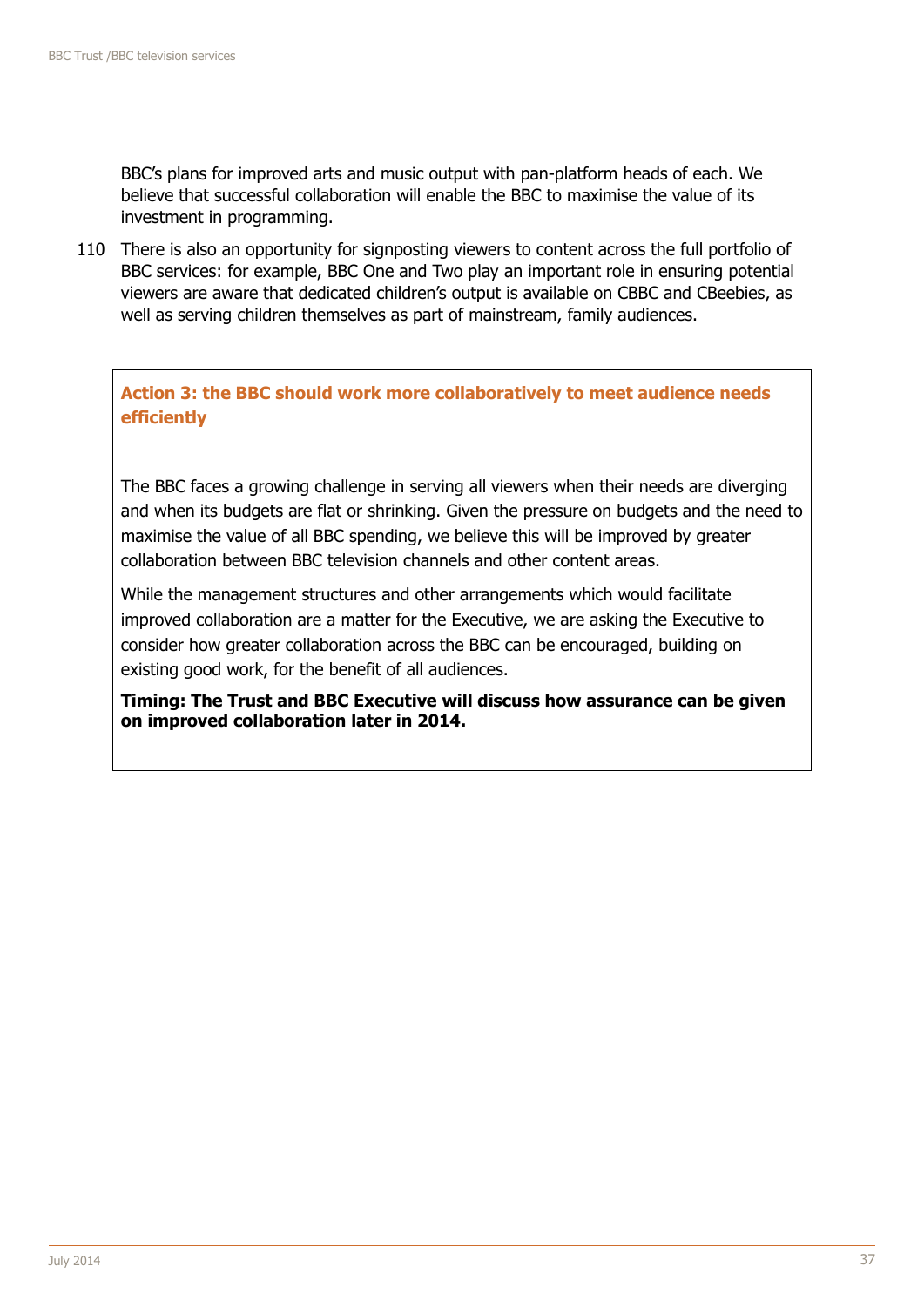BBC's plans for improved arts and music output with pan-platform heads of each. We believe that successful collaboration will enable the BBC to maximise the value of its investment in programming.

110 There is also an opportunity for signposting viewers to content across the full portfolio of BBC services: for example, BBC One and Two play an important role in ensuring potential viewers are aware that dedicated children's output is available on CBBC and CBeebies, as well as serving children themselves as part of mainstream, family audiences.

**Action 3: the BBC should work more collaboratively to meet audience needs efficiently**

The BBC faces a growing challenge in serving all viewers when their needs are diverging and when its budgets are flat or shrinking. Given the pressure on budgets and the need to maximise the value of all BBC spending, we believe this will be improved by greater collaboration between BBC television channels and other content areas.

While the management structures and other arrangements which would facilitate improved collaboration are a matter for the Executive, we are asking the Executive to consider how greater collaboration across the BBC can be encouraged, building on existing good work, for the benefit of all audiences.

**Timing: The Trust and BBC Executive will discuss how assurance can be given on improved collaboration later in 2014.**